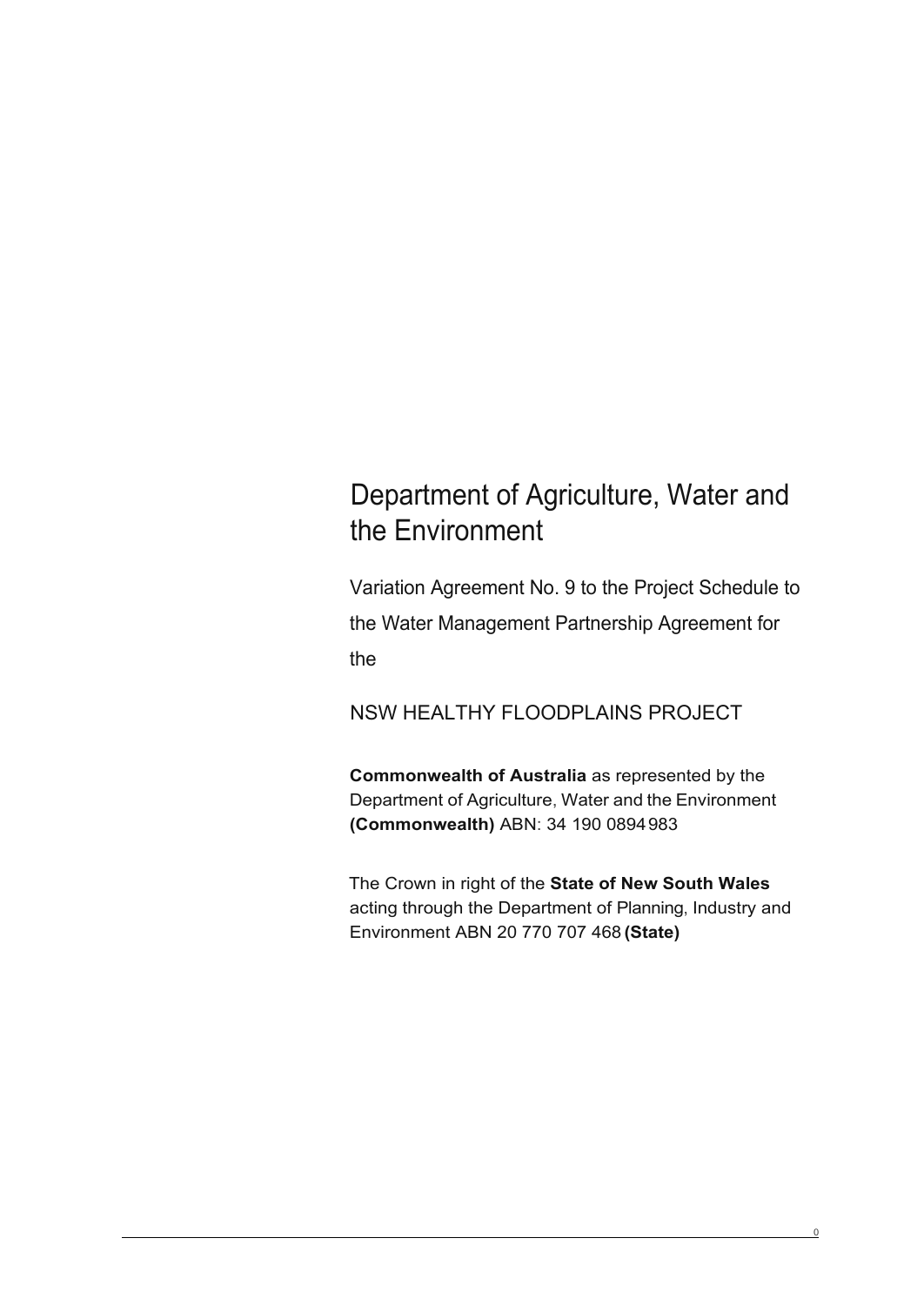# Department of Agriculture, Water and the Environment

Variation Agreement No. 9 to the Project Schedule to the Water Management Partnership Agreement for the

NSW HEALTHY FLOODPLAINS PROJECT

**Commonwealth of Australia** as represented by the Department of Agriculture, Water and the Environment **(Commonwealth)** ABN: 34 190 0894 983

The Crown in right of the **State of New South Wales** acting through the Department of Planning, Industry and Environment ABN 20 770 707 468 **(State)**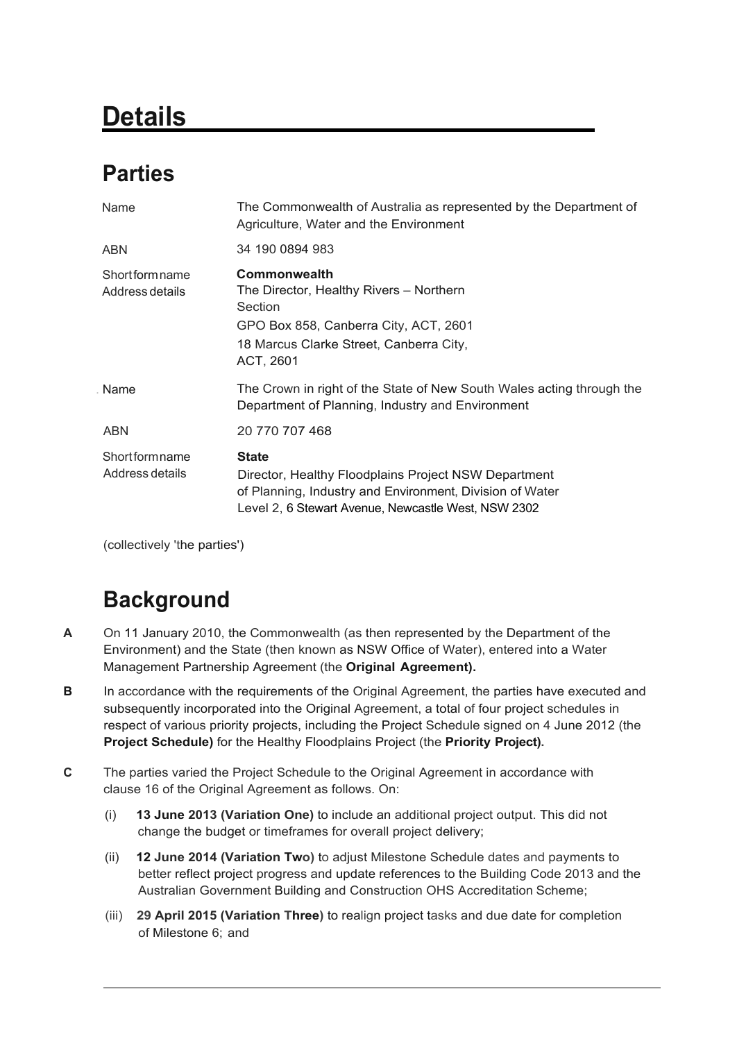# Details

## Parties

| | |
|---|---|
| Name | The Commonwealth of Australia as represented by the Department of Agriculture, Water and the Environment |
| ABN | 34 190 0894 983 |
| Short form name<br>Address details | **Commonwealth**<br>The Director, Healthy Rivers – Northern Section<br>GPO Box 858, Canberra City, ACT, 2601<br>18 Marcus Clarke Street, Canberra City, ACT, 2601 |
| Name | The Crown in right of the State of New South Wales acting through the Department of Planning, Industry and Environment |
| ABN | 20 770 707 468 |
| Short form name<br>Address details | **State**<br>Director, Healthy Floodplains Project NSW Department of Planning, Industry and Environment, Division of Water<br>Level 2, 6 Stewart Avenue, Newcastle West, NSW 2302 |

(collectively 'the parties')

## Background

**A** On 11 January 2010, the Commonwealth (as then represented by the Department of the Environment) and the State (then known as NSW Office of Water), entered into a Water Management Partnership Agreement (the **Original Agreement).**

**B** In accordance with the requirements of the Original Agreement, the parties have executed and subsequently incorporated into the Original Agreement, a total of four project schedules in respect of various priority projects, including the Project Schedule signed on 4 June 2012 (the **Project Schedule)** for the Healthy Floodplains Project (the **Priority Project).**

**C** The parties varied the Project Schedule to the Original Agreement in accordance with clause 16 of the Original Agreement as follows. On:

(i) **13 June 2013 (Variation One)** to include an additional project output. This did not change the budget or timeframes for overall project delivery;

(ii) **12 June 2014 (Variation Two)** to adjust Milestone Schedule dates and payments to better reflect project progress and update references to the Building Code 2013 and the Australian Government Building and Construction OHS Accreditation Scheme;

(iii) **29 April 2015 (Variation Three)** to realign project tasks and due date for completion of Milestone 6; and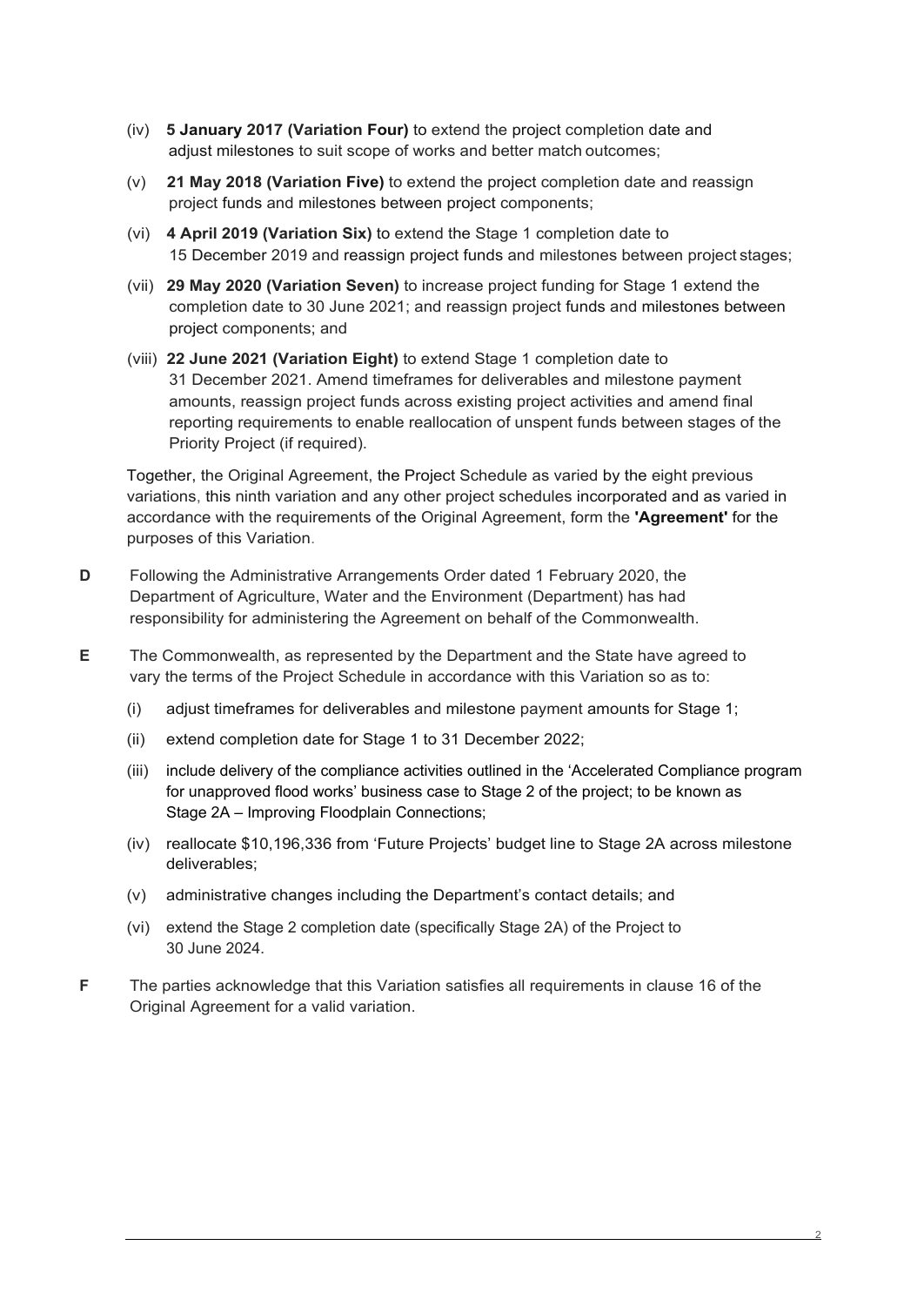(iv) **5 January 2017 (Variation Four)** to extend the project completion date and adjust milestones to suit scope of works and better match outcomes;

(v) **21 May 2018 (Variation Five)** to extend the project completion date and reassign project funds and milestones between project components;

(vi) **4 April 2019 (Variation Six)** to extend the Stage 1 completion date to 15 December 2019 and reassign project funds and milestones between project stages;

(vii) **29 May 2020 (Variation Seven)** to increase project funding for Stage 1 extend the completion date to 30 June 2021; and reassign project funds and milestones between project components; and

(viii) **22 June 2021 (Variation Eight)** to extend Stage 1 completion date to 31 December 2021. Amend timeframes for deliverables and milestone payment amounts, reassign project funds across existing project activities and amend final reporting requirements to enable reallocation of unspent funds between stages of the Priority Project (if required).

Together, the Original Agreement, the Project Schedule as varied by the eight previous variations, this ninth variation and any other project schedules incorporated and as varied in accordance with the requirements of the Original Agreement, form the **'Agreement'** for the purposes of this Variation.

**D** Following the Administrative Arrangements Order dated 1 February 2020, the Department of Agriculture, Water and the Environment (Department) has had responsibility for administering the Agreement on behalf of the Commonwealth.

**E** The Commonwealth, as represented by the Department and the State have agreed to vary the terms of the Project Schedule in accordance with this Variation so as to:

(i) adjust timeframes for deliverables and milestone payment amounts for Stage 1;

(ii) extend completion date for Stage 1 to 31 December 2022;

(iii) include delivery of the compliance activities outlined in the 'Accelerated Compliance program for unapproved flood works' business case to Stage 2 of the project; to be known as Stage 2A – Improving Floodplain Connections;

(iv) reallocate $10,196,336 from 'Future Projects' budget line to Stage 2A across milestone deliverables;

(v) administrative changes including the Department's contact details; and

(vi) extend the Stage 2 completion date (specifically Stage 2A) of the Project to 30 June 2024.

**F** The parties acknowledge that this Variation satisfies all requirements in clause 16 of the Original Agreement for a valid variation.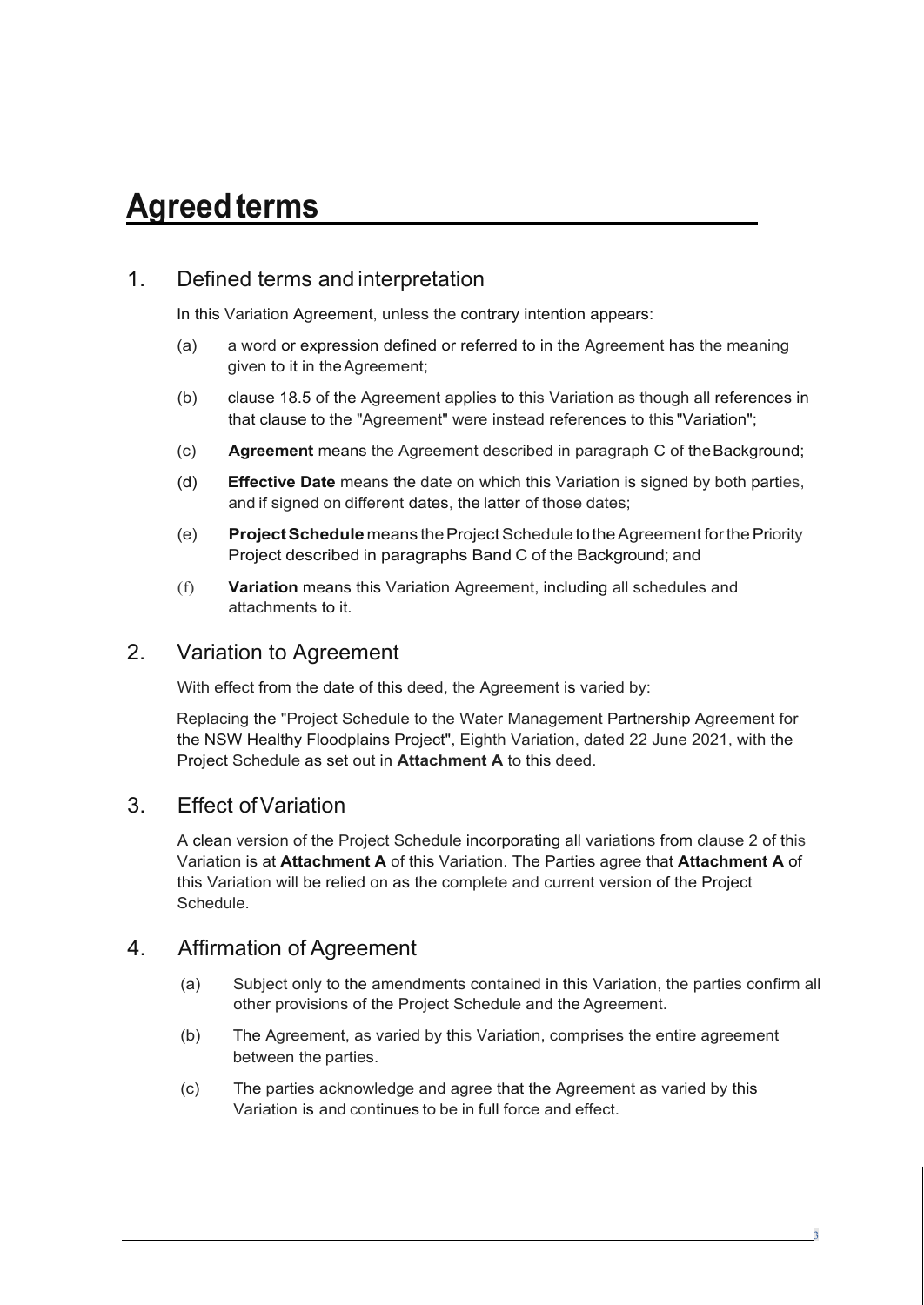# Agreed terms

## 1. Defined terms and interpretation

In this Variation Agreement, unless the contrary intention appears:

(a) a word or expression defined or referred to in the Agreement has the meaning given to it in the Agreement;

(b) clause 18.5 of the Agreement applies to this Variation as though all references in that clause to the "Agreement" were instead references to this "Variation";

(c) **Agreement** means the Agreement described in paragraph C of the Background;

(d) **Effective Date** means the date on which this Variation is signed by both parties, and if signed on different dates, the latter of those dates;

(e) **Project Schedule** means the Project Schedule to the Agreement for the Priority Project described in paragraphs Band C of the Background; and

(f) **Variation** means this Variation Agreement, including all schedules and attachments to it.

## 2. Variation to Agreement

With effect from the date of this deed, the Agreement is varied by:

Replacing the "Project Schedule to the Water Management Partnership Agreement for the NSW Healthy Floodplains Project", Eighth Variation, dated 22 June 2021, with the Project Schedule as set out in **Attachment A** to this deed.

## 3. Effect of Variation

A clean version of the Project Schedule incorporating all variations from clause 2 of this Variation is at **Attachment A** of this Variation. The Parties agree that **Attachment A** of this Variation will be relied on as the complete and current version of the Project Schedule.

## 4. Affirmation of Agreement

(a) Subject only to the amendments contained in this Variation, the parties confirm all other provisions of the Project Schedule and the Agreement.

(b) The Agreement, as varied by this Variation, comprises the entire agreement between the parties.

(c) The parties acknowledge and agree that the Agreement as varied by this Variation is and continues to be in full force and effect.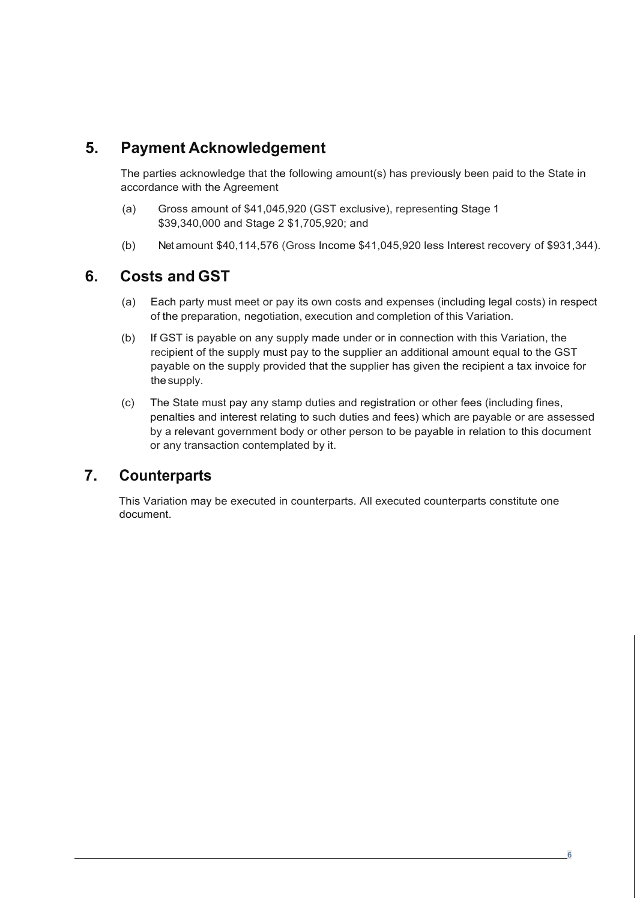## 5. Payment Acknowledgement

The parties acknowledge that the following amount(s) has previously been paid to the State in accordance with the Agreement

(a) Gross amount of $41,045,920 (GST exclusive), representing Stage 1 $39,340,000 and Stage 2 $1,705,920; and

(b) Net amount $40,114,576 (Gross Income $41,045,920 less Interest recovery of $931,344).

## 6. Costs and GST

(a) Each party must meet or pay its own costs and expenses (including legal costs) in respect of the preparation, negotiation, execution and completion of this Variation.

(b) If GST is payable on any supply made under or in connection with this Variation, the recipient of the supply must pay to the supplier an additional amount equal to the GST payable on the supply provided that the supplier has given the recipient a tax invoice for the supply.

(c) The State must pay any stamp duties and registration or other fees (including fines, penalties and interest relating to such duties and fees) which are payable or are assessed by a relevant government body or other person to be payable in relation to this document or any transaction contemplated by it.

## 7. Counterparts

This Variation may be executed in counterparts. All executed counterparts constitute one document.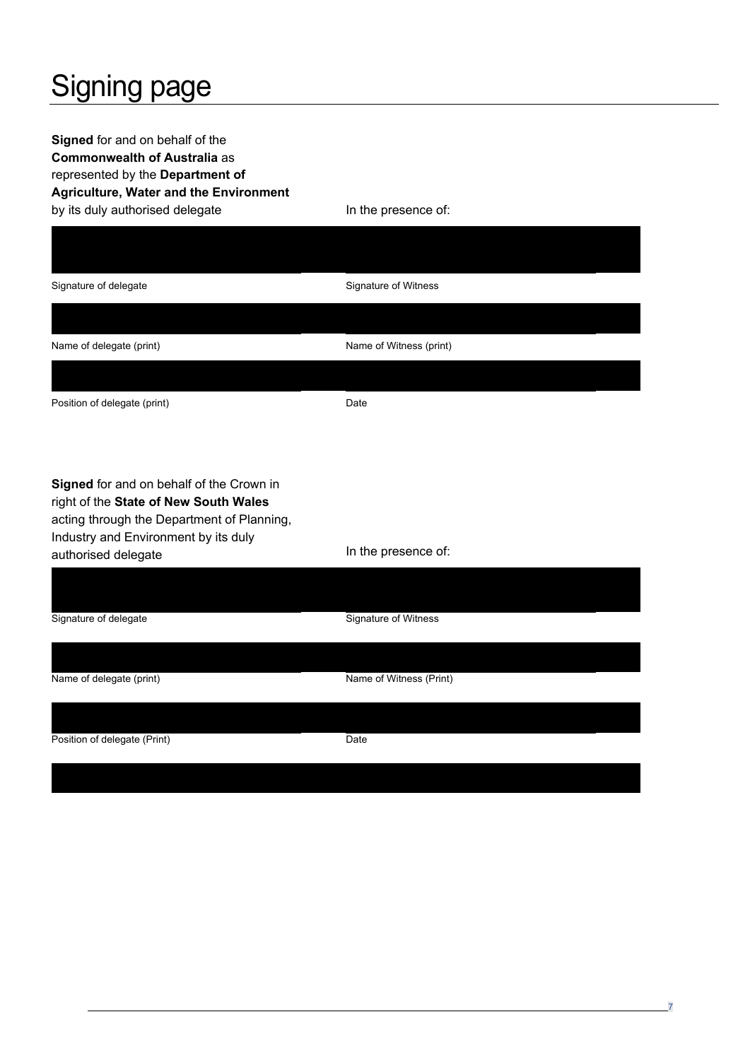# Signing page

**Signed** for and on behalf of the **Commonwealth of Australia** as represented by the **Department of Agriculture, Water and the Environment** by its duly authorised delegate

In the presence of:

| | |
|---|---|
| Signature of delegate | Signature of Witness |
| Name of delegate (print) | Name of Witness (print) |
| Position of delegate (print) | Date |

**Signed** for and on behalf of the Crown in right of the **State of New South Wales** acting through the Department of Planning, Industry and Environment by its duly authorised delegate

In the presence of:

| | |
|---|---|
| Signature of delegate | Signature of Witness |
| Name of delegate (print) | Name of Witness (Print) |
| Position of delegate (Print) | Date |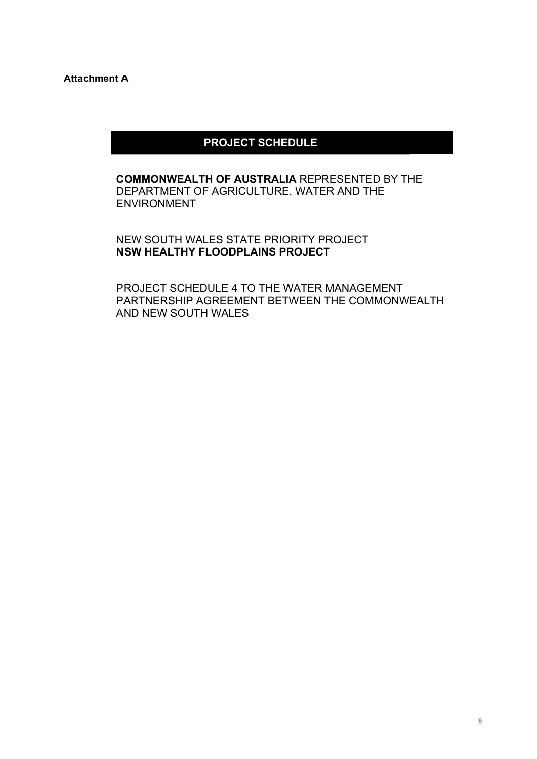**Attachment A**

# PROJECT SCHEDULE

**COMMONWEALTH OF AUSTRALIA** REPRESENTED BY THE DEPARTMENT OF AGRICULTURE, WATER AND THE ENVIRONMENT

NEW SOUTH WALES STATE PRIORITY PROJECT
**NSW HEALTHY FLOODPLAINS PROJECT**

PROJECT SCHEDULE 4 TO THE WATER MANAGEMENT PARTNERSHIP AGREEMENT BETWEEN THE COMMONWEALTH AND NEW SOUTH WALES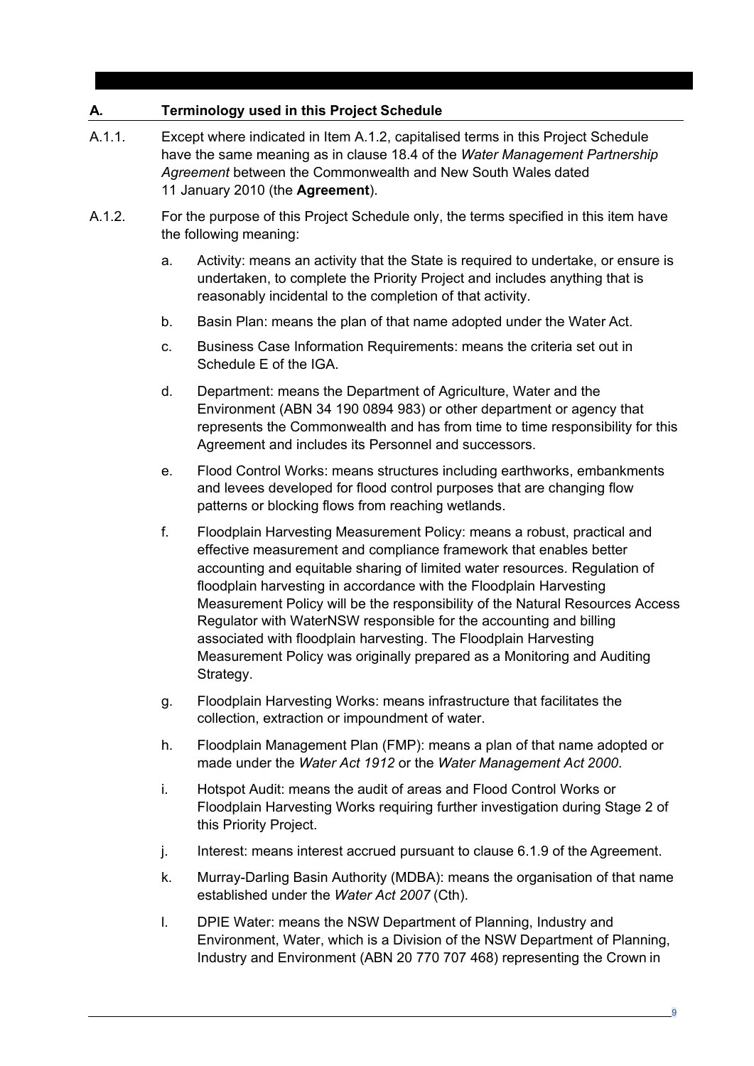## A. Terminology used in this Project Schedule

A.1.1. Except where indicated in Item A.1.2, capitalised terms in this Project Schedule have the same meaning as in clause 18.4 of the *Water Management Partnership Agreement* between the Commonwealth and New South Wales dated 11 January 2010 (the **Agreement**).

A.1.2. For the purpose of this Project Schedule only, the terms specified in this item have the following meaning:

a. Activity: means an activity that the State is required to undertake, or ensure is undertaken, to complete the Priority Project and includes anything that is reasonably incidental to the completion of that activity.

b. Basin Plan: means the plan of that name adopted under the Water Act.

c. Business Case Information Requirements: means the criteria set out in Schedule E of the IGA.

d. Department: means the Department of Agriculture, Water and the Environment (ABN 34 190 0894 983) or other department or agency that represents the Commonwealth and has from time to time responsibility for this Agreement and includes its Personnel and successors.

e. Flood Control Works: means structures including earthworks, embankments and levees developed for flood control purposes that are changing flow patterns or blocking flows from reaching wetlands.

f. Floodplain Harvesting Measurement Policy: means a robust, practical and effective measurement and compliance framework that enables better accounting and equitable sharing of limited water resources. Regulation of floodplain harvesting in accordance with the Floodplain Harvesting Measurement Policy will be the responsibility of the Natural Resources Access Regulator with WaterNSW responsible for the accounting and billing associated with floodplain harvesting. The Floodplain Harvesting Measurement Policy was originally prepared as a Monitoring and Auditing Strategy.

g. Floodplain Harvesting Works: means infrastructure that facilitates the collection, extraction or impoundment of water.

h. Floodplain Management Plan (FMP): means a plan of that name adopted or made under the *Water Act 1912* or the *Water Management Act 2000*.

i. Hotspot Audit: means the audit of areas and Flood Control Works or Floodplain Harvesting Works requiring further investigation during Stage 2 of this Priority Project.

j. Interest: means interest accrued pursuant to clause 6.1.9 of the Agreement.

k. Murray-Darling Basin Authority (MDBA): means the organisation of that name established under the *Water Act 2007* (Cth).

l. DPIE Water: means the NSW Department of Planning, Industry and Environment, Water, which is a Division of the NSW Department of Planning, Industry and Environment (ABN 20 770 707 468) representing the Crown in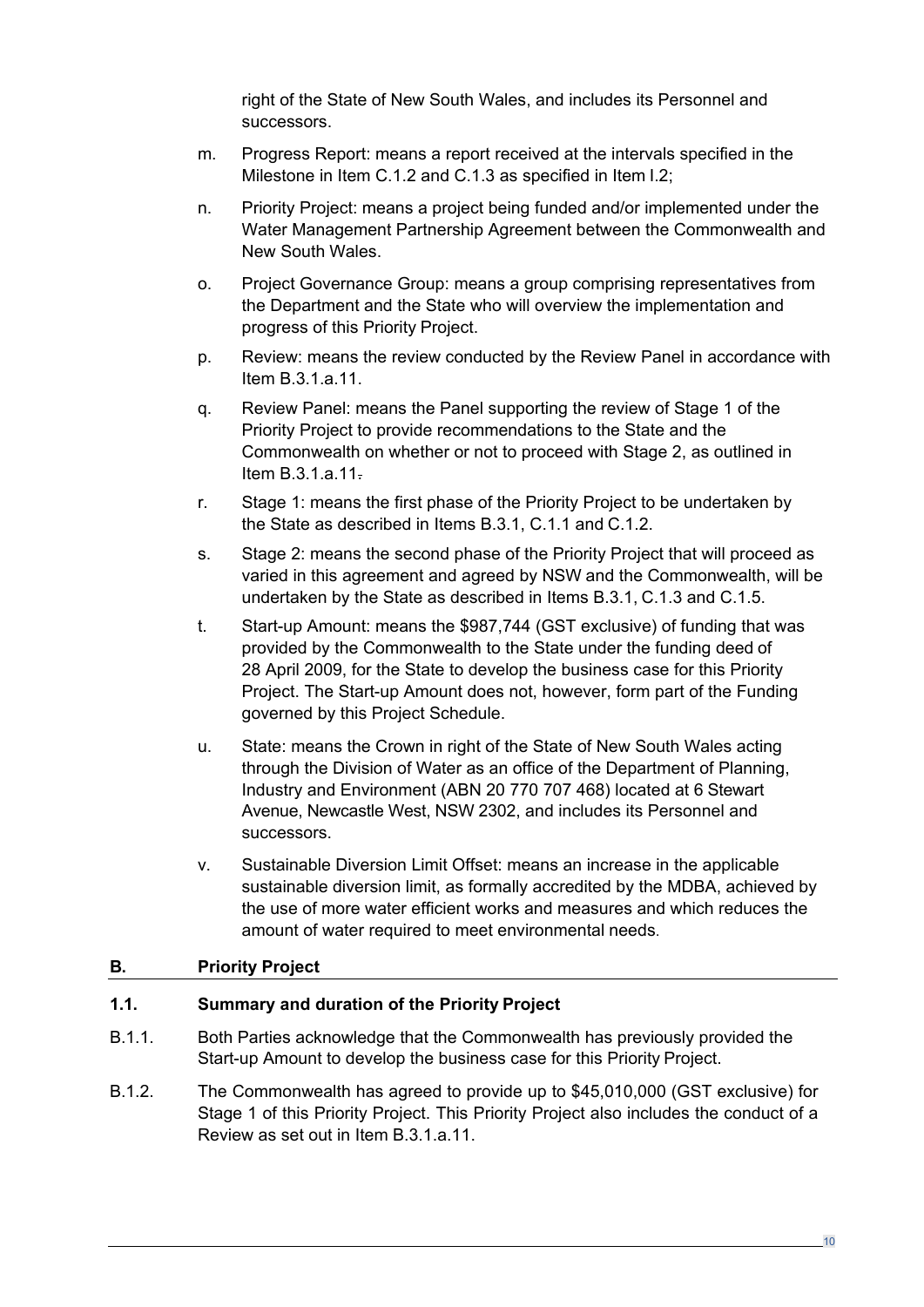right of the State of New South Wales, and includes its Personnel and successors.

m. Progress Report: means a report received at the intervals specified in the Milestone in Item C.1.2 and C.1.3 as specified in Item I.2;

n. Priority Project: means a project being funded and/or implemented under the Water Management Partnership Agreement between the Commonwealth and New South Wales.

o. Project Governance Group: means a group comprising representatives from the Department and the State who will overview the implementation and progress of this Priority Project.

p. Review: means the review conducted by the Review Panel in accordance with Item B.3.1.a.11.

q. Review Panel: means the Panel supporting the review of Stage 1 of the Priority Project to provide recommendations to the State and the Commonwealth on whether or not to proceed with Stage 2, as outlined in Item B.3.1.a.11.

r. Stage 1: means the first phase of the Priority Project to be undertaken by the State as described in Items B.3.1, C.1.1 and C.1.2.

s. Stage 2: means the second phase of the Priority Project that will proceed as varied in this agreement and agreed by NSW and the Commonwealth, will be undertaken by the State as described in Items B.3.1, C.1.3 and C.1.5.

t. Start-up Amount: means the $987,744 (GST exclusive) of funding that was provided by the Commonwealth to the State under the funding deed of 28 April 2009, for the State to develop the business case for this Priority Project. The Start-up Amount does not, however, form part of the Funding governed by this Project Schedule.

u. State: means the Crown in right of the State of New South Wales acting through the Division of Water as an office of the Department of Planning, Industry and Environment (ABN 20 770 707 468) located at 6 Stewart Avenue, Newcastle West, NSW 2302, and includes its Personnel and successors.

v. Sustainable Diversion Limit Offset: means an increase in the applicable sustainable diversion limit, as formally accredited by the MDBA, achieved by the use of more water efficient works and measures and which reduces the amount of water required to meet environmental needs.

## B. Priority Project

### 1.1. Summary and duration of the Priority Project

B.1.1. Both Parties acknowledge that the Commonwealth has previously provided the Start-up Amount to develop the business case for this Priority Project.

B.1.2. The Commonwealth has agreed to provide up to $45,010,000 (GST exclusive) for Stage 1 of this Priority Project. This Priority Project also includes the conduct of a Review as set out in Item B.3.1.a.11.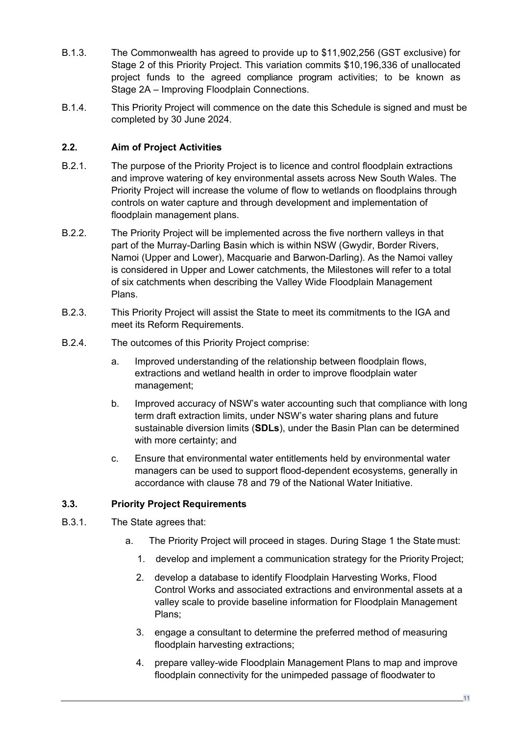B.1.3. The Commonwealth has agreed to provide up to $11,902,256 (GST exclusive) for Stage 2 of this Priority Project. This variation commits $10,196,336 of unallocated project funds to the agreed compliance program activities; to be known as Stage 2A – Improving Floodplain Connections.

B.1.4. This Priority Project will commence on the date this Schedule is signed and must be completed by 30 June 2024.

### 2.2. Aim of Project Activities

B.2.1. The purpose of the Priority Project is to licence and control floodplain extractions and improve watering of key environmental assets across New South Wales. The Priority Project will increase the volume of flow to wetlands on floodplains through controls on water capture and through development and implementation of floodplain management plans.

B.2.2. The Priority Project will be implemented across the five northern valleys in that part of the Murray-Darling Basin which is within NSW (Gwydir, Border Rivers, Namoi (Upper and Lower), Macquarie and Barwon-Darling). As the Namoi valley is considered in Upper and Lower catchments, the Milestones will refer to a total of six catchments when describing the Valley Wide Floodplain Management Plans.

B.2.3. This Priority Project will assist the State to meet its commitments to the IGA and meet its Reform Requirements.

B.2.4. The outcomes of this Priority Project comprise:

a. Improved understanding of the relationship between floodplain flows, extractions and wetland health in order to improve floodplain water management;

b. Improved accuracy of NSW's water accounting such that compliance with long term draft extraction limits, under NSW's water sharing plans and future sustainable diversion limits (**SDLs**), under the Basin Plan can be determined with more certainty; and

c. Ensure that environmental water entitlements held by environmental water managers can be used to support flood-dependent ecosystems, generally in accordance with clause 78 and 79 of the National Water Initiative.

### 3.3. Priority Project Requirements

B.3.1. The State agrees that:

a. The Priority Project will proceed in stages. During Stage 1 the State must:

1. develop and implement a communication strategy for the Priority Project;
2. develop a database to identify Floodplain Harvesting Works, Flood Control Works and associated extractions and environmental assets at a valley scale to provide baseline information for Floodplain Management Plans;
3. engage a consultant to determine the preferred method of measuring floodplain harvesting extractions;
4. prepare valley-wide Floodplain Management Plans to map and improve floodplain connectivity for the unimpeded passage of floodwater to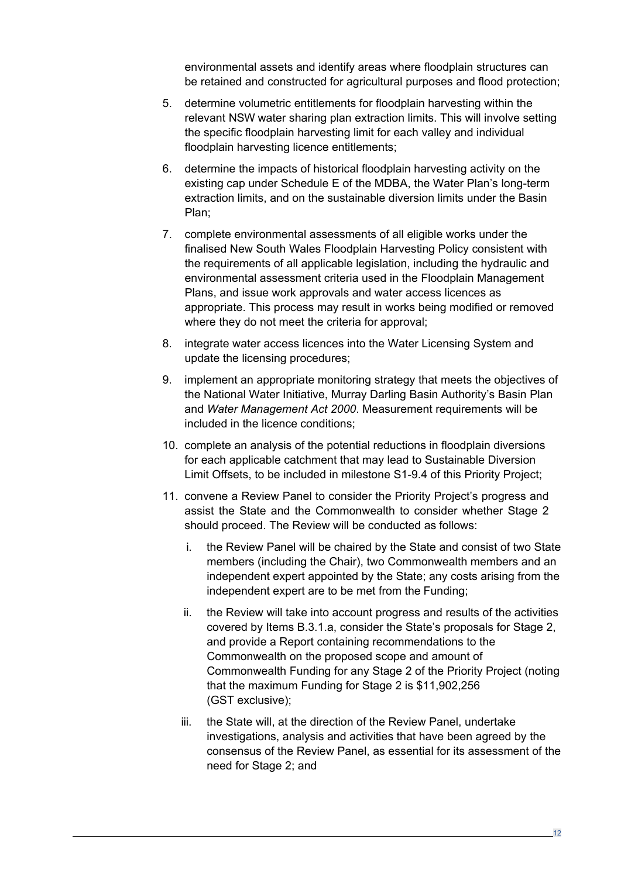environmental assets and identify areas where floodplain structures can be retained and constructed for agricultural purposes and flood protection;

5. determine volumetric entitlements for floodplain harvesting within the relevant NSW water sharing plan extraction limits. This will involve setting the specific floodplain harvesting limit for each valley and individual floodplain harvesting licence entitlements;
6. determine the impacts of historical floodplain harvesting activity on the existing cap under Schedule E of the MDBA, the Water Plan's long-term extraction limits, and on the sustainable diversion limits under the Basin Plan;
7. complete environmental assessments of all eligible works under the finalised New South Wales Floodplain Harvesting Policy consistent with the requirements of all applicable legislation, including the hydraulic and environmental assessment criteria used in the Floodplain Management Plans, and issue work approvals and water access licences as appropriate. This process may result in works being modified or removed where they do not meet the criteria for approval;
8. integrate water access licences into the Water Licensing System and update the licensing procedures;
9. implement an appropriate monitoring strategy that meets the objectives of the National Water Initiative, Murray Darling Basin Authority's Basin Plan and *Water Management Act 2000*. Measurement requirements will be included in the licence conditions;
10. complete an analysis of the potential reductions in floodplain diversions for each applicable catchment that may lead to Sustainable Diversion Limit Offsets, to be included in milestone S1-9.4 of this Priority Project;
11. convene a Review Panel to consider the Priority Project's progress and assist the State and the Commonwealth to consider whether Stage 2 should proceed. The Review will be conducted as follows:
    i. the Review Panel will be chaired by the State and consist of two State members (including the Chair), two Commonwealth members and an independent expert appointed by the State; any costs arising from the independent expert are to be met from the Funding;
    ii. the Review will take into account progress and results of the activities covered by Items B.3.1.a, consider the State's proposals for Stage 2, and provide a Report containing recommendations to the Commonwealth on the proposed scope and amount of Commonwealth Funding for any Stage 2 of the Priority Project (noting that the maximum Funding for Stage 2 is $11,902,256 (GST exclusive);
    iii. the State will, at the direction of the Review Panel, undertake investigations, analysis and activities that have been agreed by the consensus of the Review Panel, as essential for its assessment of the need for Stage 2; and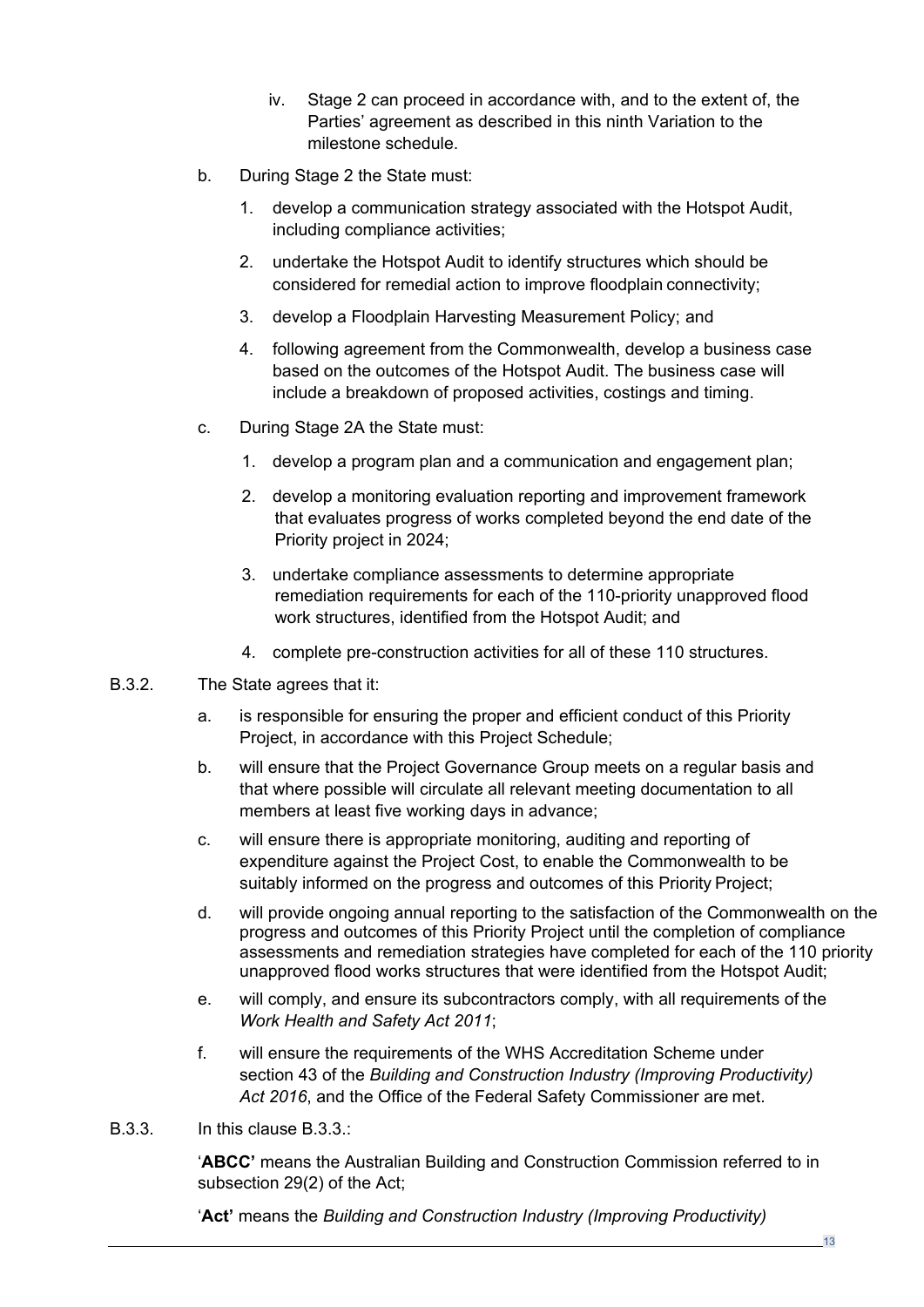iv. Stage 2 can proceed in accordance with, and to the extent of, the Parties' agreement as described in this ninth Variation to the milestone schedule.

b. During Stage 2 the State must:

1. develop a communication strategy associated with the Hotspot Audit, including compliance activities;
2. undertake the Hotspot Audit to identify structures which should be considered for remedial action to improve floodplain connectivity;
3. develop a Floodplain Harvesting Measurement Policy; and
4. following agreement from the Commonwealth, develop a business case based on the outcomes of the Hotspot Audit. The business case will include a breakdown of proposed activities, costings and timing.

c. During Stage 2A the State must:

1. develop a program plan and a communication and engagement plan;
2. develop a monitoring evaluation reporting and improvement framework that evaluates progress of works completed beyond the end date of the Priority project in 2024;
3. undertake compliance assessments to determine appropriate remediation requirements for each of the 110-priority unapproved flood work structures, identified from the Hotspot Audit; and
4. complete pre-construction activities for all of these 110 structures.

B.3.2. The State agrees that it:

a. is responsible for ensuring the proper and efficient conduct of this Priority Project, in accordance with this Project Schedule;

b. will ensure that the Project Governance Group meets on a regular basis and that where possible will circulate all relevant meeting documentation to all members at least five working days in advance;

c. will ensure there is appropriate monitoring, auditing and reporting of expenditure against the Project Cost, to enable the Commonwealth to be suitably informed on the progress and outcomes of this Priority Project;

d. will provide ongoing annual reporting to the satisfaction of the Commonwealth on the progress and outcomes of this Priority Project until the completion of compliance assessments and remediation strategies have completed for each of the 110 priority unapproved flood works structures that were identified from the Hotspot Audit;

e. will comply, and ensure its subcontractors comply, with all requirements of the *Work Health and Safety Act 2011*;

f. will ensure the requirements of the WHS Accreditation Scheme under section 43 of the *Building and Construction Industry (Improving Productivity) Act 2016*, and the Office of the Federal Safety Commissioner are met.

B.3.3. In this clause B.3.3.:

'**ABCC'** means the Australian Building and Construction Commission referred to in subsection 29(2) of the Act;

'**Act'** means the *Building and Construction Industry (Improving Productivity)*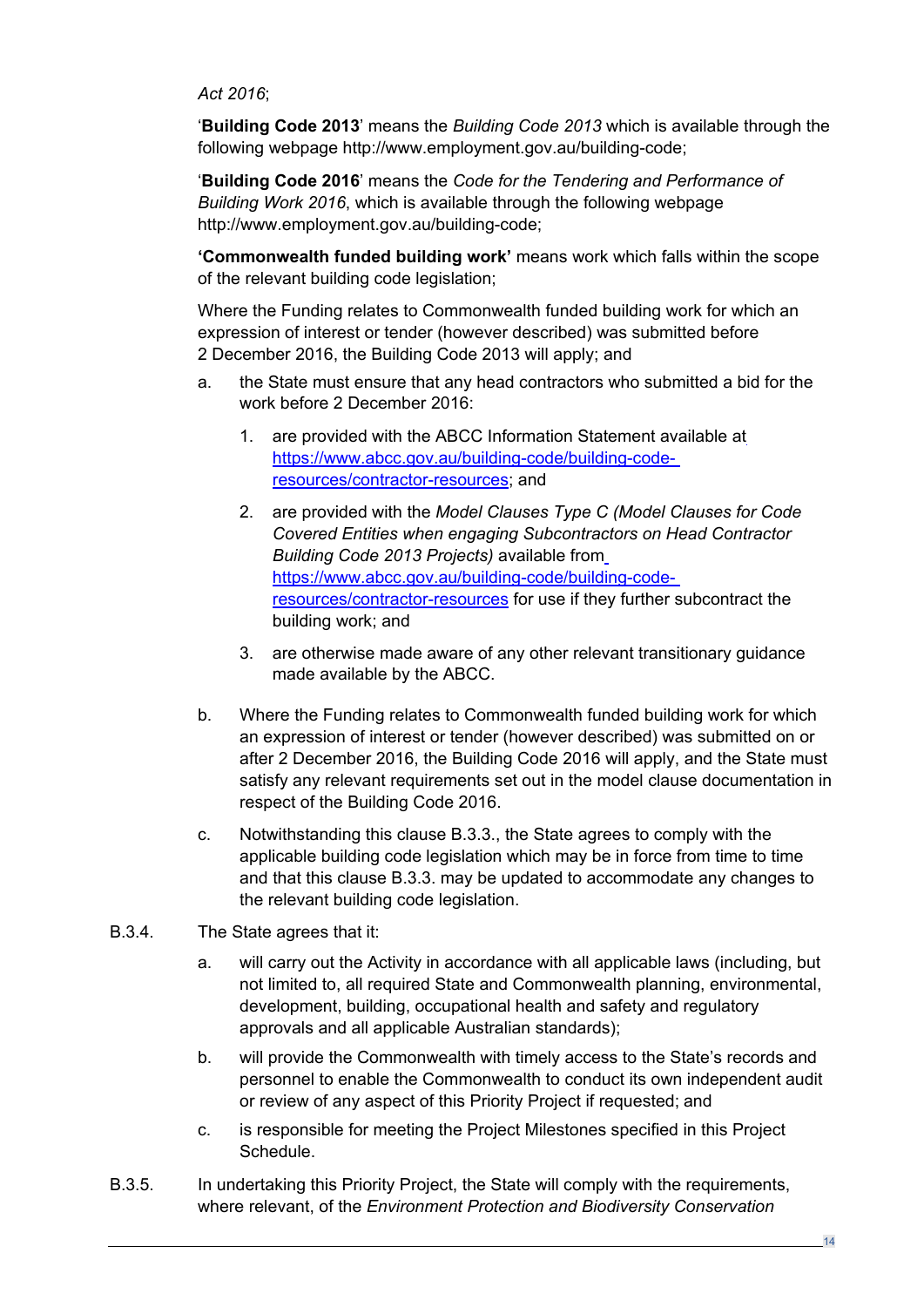*Act 2016*;

'**Building Code 2013**' means the *Building Code 2013* which is available through the following webpage http://www.employment.gov.au/building-code;

'**Building Code 2016**' means the *Code for the Tendering and Performance of Building Work 2016*, which is available through the following webpage http://www.employment.gov.au/building-code;

**'Commonwealth funded building work'** means work which falls within the scope of the relevant building code legislation;

Where the Funding relates to Commonwealth funded building work for which an expression of interest or tender (however described) was submitted before 2 December 2016, the Building Code 2013 will apply; and

a. the State must ensure that any head contractors who submitted a bid for the work before 2 December 2016:

   1. are provided with the ABCC Information Statement available at https://www.abcc.gov.au/building-code/building-code-resources/contractor-resources; and

   2. are provided with the *Model Clauses Type C (Model Clauses for Code Covered Entities when engaging Subcontractors on Head Contractor Building Code 2013 Projects)* available from https://www.abcc.gov.au/building-code/building-code-resources/contractor-resources for use if they further subcontract the building work; and

   3. are otherwise made aware of any other relevant transitionary guidance made available by the ABCC.

b. Where the Funding relates to Commonwealth funded building work for which an expression of interest or tender (however described) was submitted on or after 2 December 2016, the Building Code 2016 will apply, and the State must satisfy any relevant requirements set out in the model clause documentation in respect of the Building Code 2016.

c. Notwithstanding this clause B.3.3., the State agrees to comply with the applicable building code legislation which may be in force from time to time and that this clause B.3.3. may be updated to accommodate any changes to the relevant building code legislation.

B.3.4. The State agrees that it:

a. will carry out the Activity in accordance with all applicable laws (including, but not limited to, all required State and Commonwealth planning, environmental, development, building, occupational health and safety and regulatory approvals and all applicable Australian standards);

b. will provide the Commonwealth with timely access to the State's records and personnel to enable the Commonwealth to conduct its own independent audit or review of any aspect of this Priority Project if requested; and

c. is responsible for meeting the Project Milestones specified in this Project Schedule.

B.3.5. In undertaking this Priority Project, the State will comply with the requirements, where relevant, of the *Environment Protection and Biodiversity Conservation*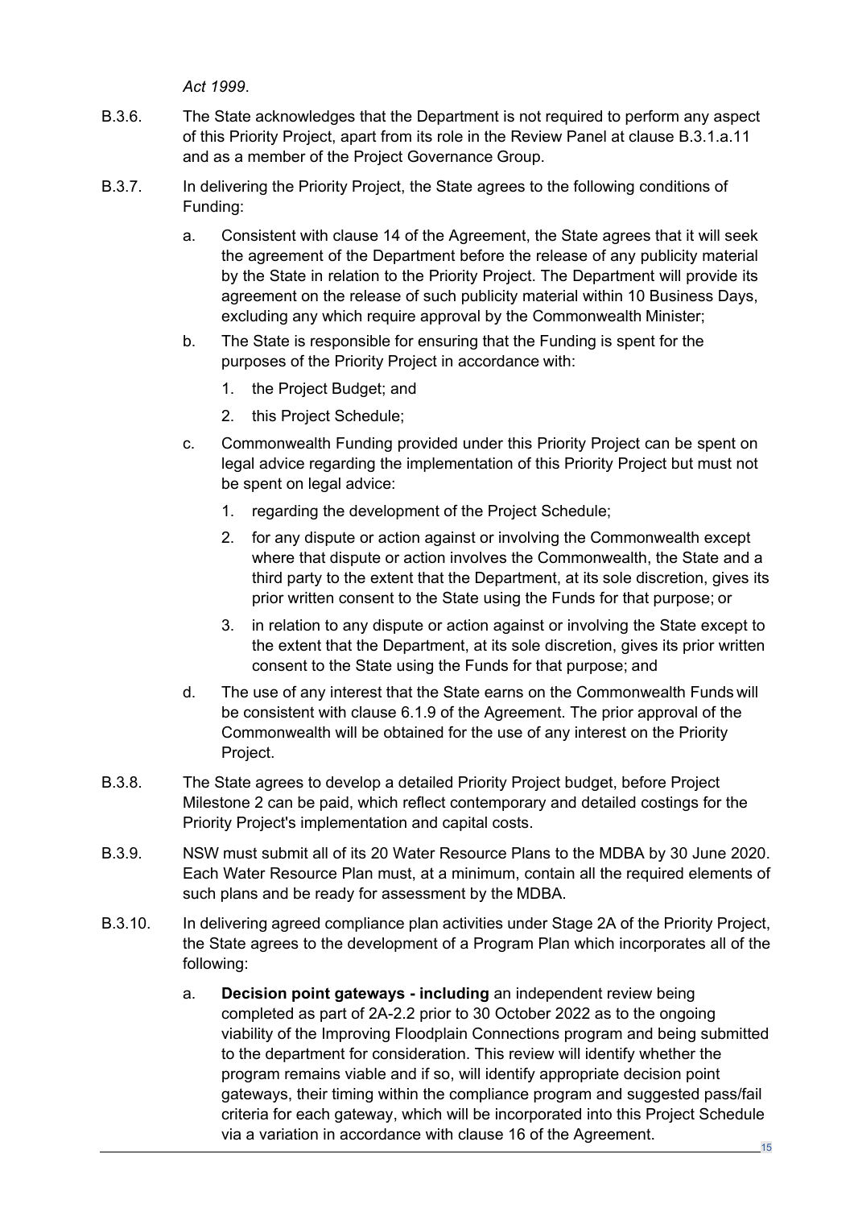*Act 1999*.

B.3.6. The State acknowledges that the Department is not required to perform any aspect of this Priority Project, apart from its role in the Review Panel at clause B.3.1.a.11 and as a member of the Project Governance Group.

B.3.7. In delivering the Priority Project, the State agrees to the following conditions of Funding:

a. Consistent with clause 14 of the Agreement, the State agrees that it will seek the agreement of the Department before the release of any publicity material by the State in relation to the Priority Project. The Department will provide its agreement on the release of such publicity material within 10 Business Days, excluding any which require approval by the Commonwealth Minister;

b. The State is responsible for ensuring that the Funding is spent for the purposes of the Priority Project in accordance with:

1. the Project Budget; and
2. this Project Schedule;

c. Commonwealth Funding provided under this Priority Project can be spent on legal advice regarding the implementation of this Priority Project but must not be spent on legal advice:

1. regarding the development of the Project Schedule;
2. for any dispute or action against or involving the Commonwealth except where that dispute or action involves the Commonwealth, the State and a third party to the extent that the Department, at its sole discretion, gives its prior written consent to the State using the Funds for that purpose; or
3. in relation to any dispute or action against or involving the State except to the extent that the Department, at its sole discretion, gives its prior written consent to the State using the Funds for that purpose; and

d. The use of any interest that the State earns on the Commonwealth Funds will be consistent with clause 6.1.9 of the Agreement. The prior approval of the Commonwealth will be obtained for the use of any interest on the Priority Project.

B.3.8. The State agrees to develop a detailed Priority Project budget, before Project Milestone 2 can be paid, which reflect contemporary and detailed costings for the Priority Project's implementation and capital costs.

B.3.9. NSW must submit all of its 20 Water Resource Plans to the MDBA by 30 June 2020. Each Water Resource Plan must, at a minimum, contain all the required elements of such plans and be ready for assessment by the MDBA.

B.3.10. In delivering agreed compliance plan activities under Stage 2A of the Priority Project, the State agrees to the development of a Program Plan which incorporates all of the following:

a. **Decision point gateways - including** an independent review being completed as part of 2A-2.2 prior to 30 October 2022 as to the ongoing viability of the Improving Floodplain Connections program and being submitted to the department for consideration. This review will identify whether the program remains viable and if so, will identify appropriate decision point gateways, their timing within the compliance program and suggested pass/fail criteria for each gateway, which will be incorporated into this Project Schedule via a variation in accordance with clause 16 of the Agreement.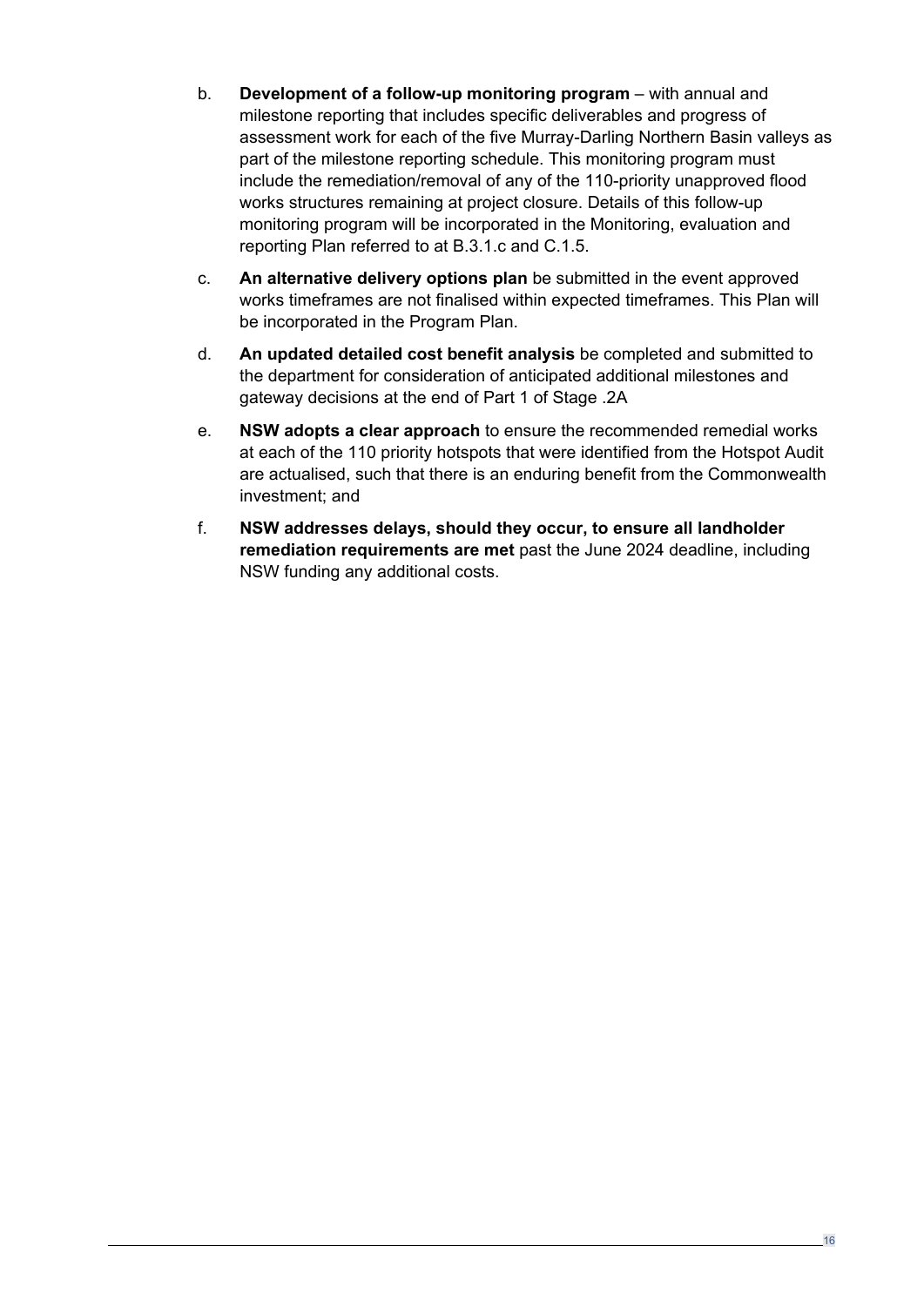b. **Development of a follow-up monitoring program** – with annual and milestone reporting that includes specific deliverables and progress of assessment work for each of the five Murray-Darling Northern Basin valleys as part of the milestone reporting schedule. This monitoring program must include the remediation/removal of any of the 110-priority unapproved flood works structures remaining at project closure. Details of this follow-up monitoring program will be incorporated in the Monitoring, evaluation and reporting Plan referred to at B.3.1.c and C.1.5.

c. **An alternative delivery options plan** be submitted in the event approved works timeframes are not finalised within expected timeframes. This Plan will be incorporated in the Program Plan.

d. **An updated detailed cost benefit analysis** be completed and submitted to the department for consideration of anticipated additional milestones and gateway decisions at the end of Part 1 of Stage .2A

e. **NSW adopts a clear approach** to ensure the recommended remedial works at each of the 110 priority hotspots that were identified from the Hotspot Audit are actualised, such that there is an enduring benefit from the Commonwealth investment; and

f. **NSW addresses delays, should they occur, to ensure all landholder remediation requirements are met** past the June 2024 deadline, including NSW funding any additional costs.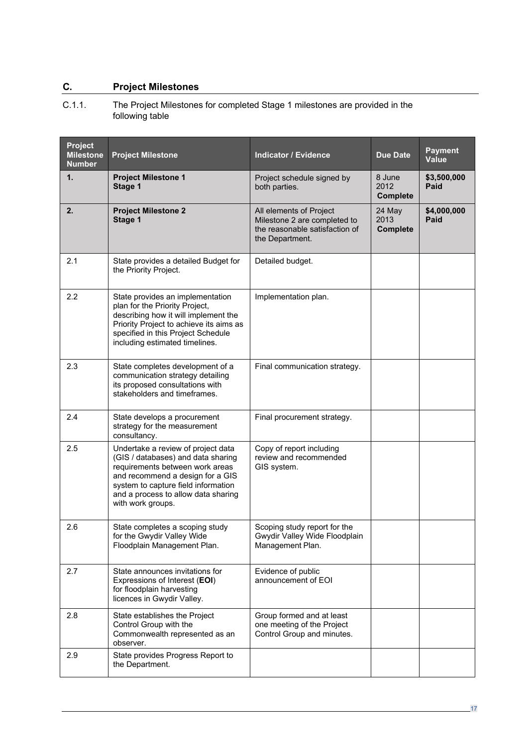## C. Project Milestones

C.1.1. The Project Milestones for completed Stage 1 milestones are provided in the following table

| Project Milestone Number | Project Milestone | Indicator / Evidence | Due Date | Payment Value |
|---|---|---|---|---|
| **1.** | **Project Milestone 1 Stage 1** | Project schedule signed by both parties. | 8 June 2012 **Complete** | **$3,500,000 Paid** |
| **2.** | **Project Milestone 2 Stage 1** | All elements of Project Milestone 2 are completed to the reasonable satisfaction of the Department. | 24 May 2013 **Complete** | **$4,000,000 Paid** |
| 2.1 | State provides a detailed Budget for the Priority Project. | Detailed budget. | | |
| 2.2 | State provides an implementation plan for the Priority Project, describing how it will implement the Priority Project to achieve its aims as specified in this Project Schedule including estimated timelines. | Implementation plan. | | |
| 2.3 | State completes development of a communication strategy detailing its proposed consultations with stakeholders and timeframes. | Final communication strategy. | | |
| 2.4 | State develops a procurement strategy for the measurement consultancy. | Final procurement strategy. | | |
| 2.5 | Undertake a review of project data (GIS / databases) and data sharing requirements between work areas and recommend a design for a GIS system to capture field information and a process to allow data sharing with work groups. | Copy of report including review and recommended GIS system. | | |
| 2.6 | State completes a scoping study for the Gwydir Valley Wide Floodplain Management Plan. | Scoping study report for the Gwydir Valley Wide Floodplain Management Plan. | | |
| 2.7 | State announces invitations for Expressions of Interest (**EOI**) for floodplain harvesting licences in Gwydir Valley. | Evidence of public announcement of EOI | | |
| 2.8 | State establishes the Project Control Group with the Commonwealth represented as an observer. | Group formed and at least one meeting of the Project Control Group and minutes. | | |
| 2.9 | State provides Progress Report to the Department. | | | |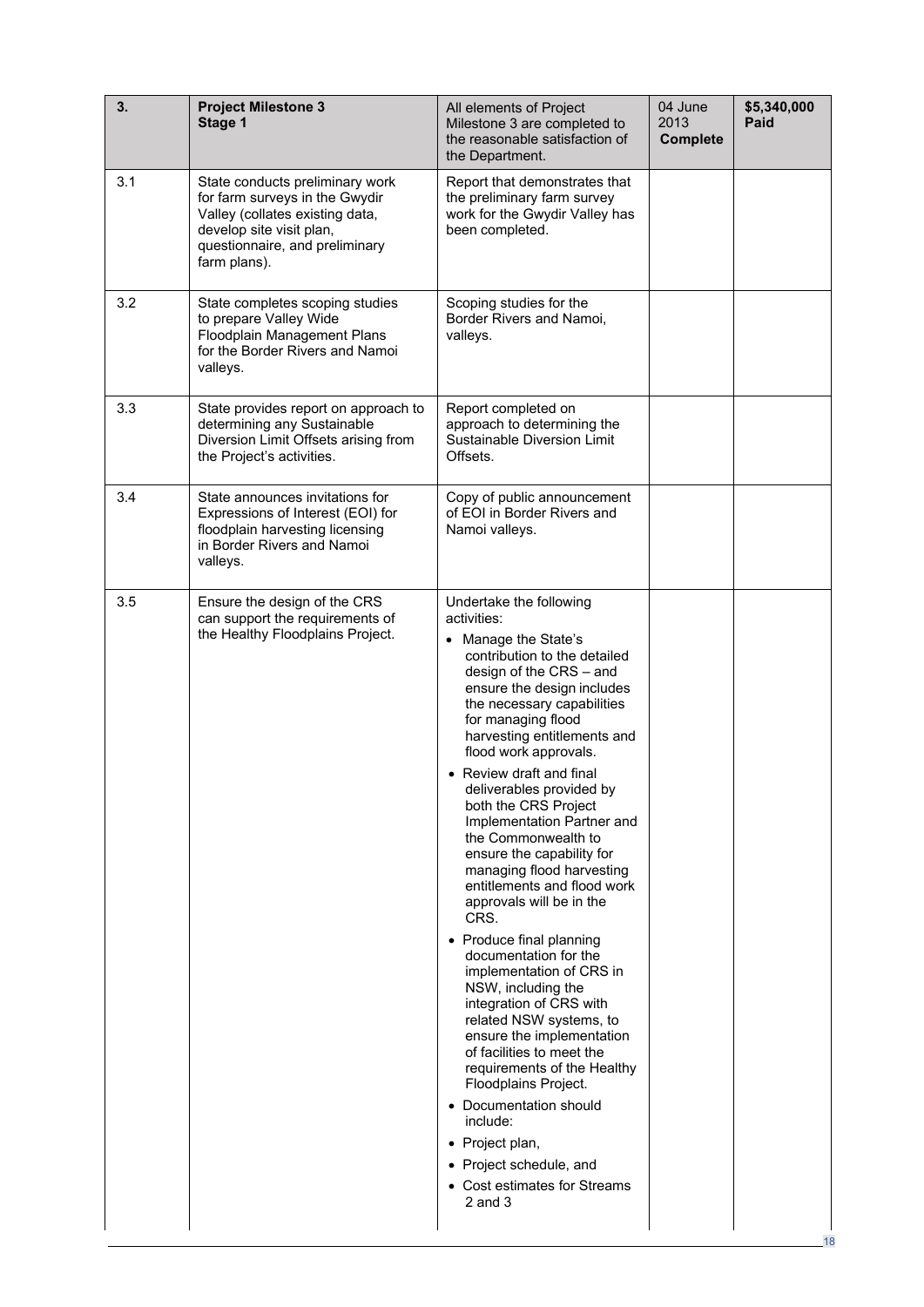| 3. | **Project Milestone 3 Stage 1** | All elements of Project Milestone 3 are completed to the reasonable satisfaction of the Department. | 04 June 2013 **Complete** | **$5,340,000 Paid** |
|---|---|---|---|---|
| 3.1 | State conducts preliminary work for farm surveys in the Gwydir Valley (collates existing data, develop site visit plan, questionnaire, and preliminary farm plans). | Report that demonstrates that the preliminary farm survey work for the Gwydir Valley has been completed. | | |
| 3.2 | State completes scoping studies to prepare Valley Wide Floodplain Management Plans for the Border Rivers and Namoi valleys. | Scoping studies for the Border Rivers and Namoi, valleys. | | |
| 3.3 | State provides report on approach to determining any Sustainable Diversion Limit Offsets arising from the Project's activities. | Report completed on approach to determining the Sustainable Diversion Limit Offsets. | | |
| 3.4 | State announces invitations for Expressions of Interest (EOI) for floodplain harvesting licensing in Border Rivers and Namoi valleys. | Copy of public announcement of EOI in Border Rivers and Namoi valleys. | | |
| 3.5 | Ensure the design of the CRS can support the requirements of the Healthy Floodplains Project. | Undertake the following activities:<br>• Manage the State's contribution to the detailed design of the CRS – and ensure the design includes the necessary capabilities for managing flood harvesting entitlements and flood work approvals.<br>• Review draft and final deliverables provided by both the CRS Project Implementation Partner and the Commonwealth to ensure the capability for managing flood harvesting entitlements and flood work approvals will be in the CRS.<br>• Produce final planning documentation for the implementation of CRS in NSW, including the integration of CRS with related NSW systems, to ensure the implementation of facilities to meet the requirements of the Healthy Floodplains Project.<br>• Documentation should include:<br>• Project plan,<br>• Project schedule, and<br>• Cost estimates for Streams 2 and 3 | | |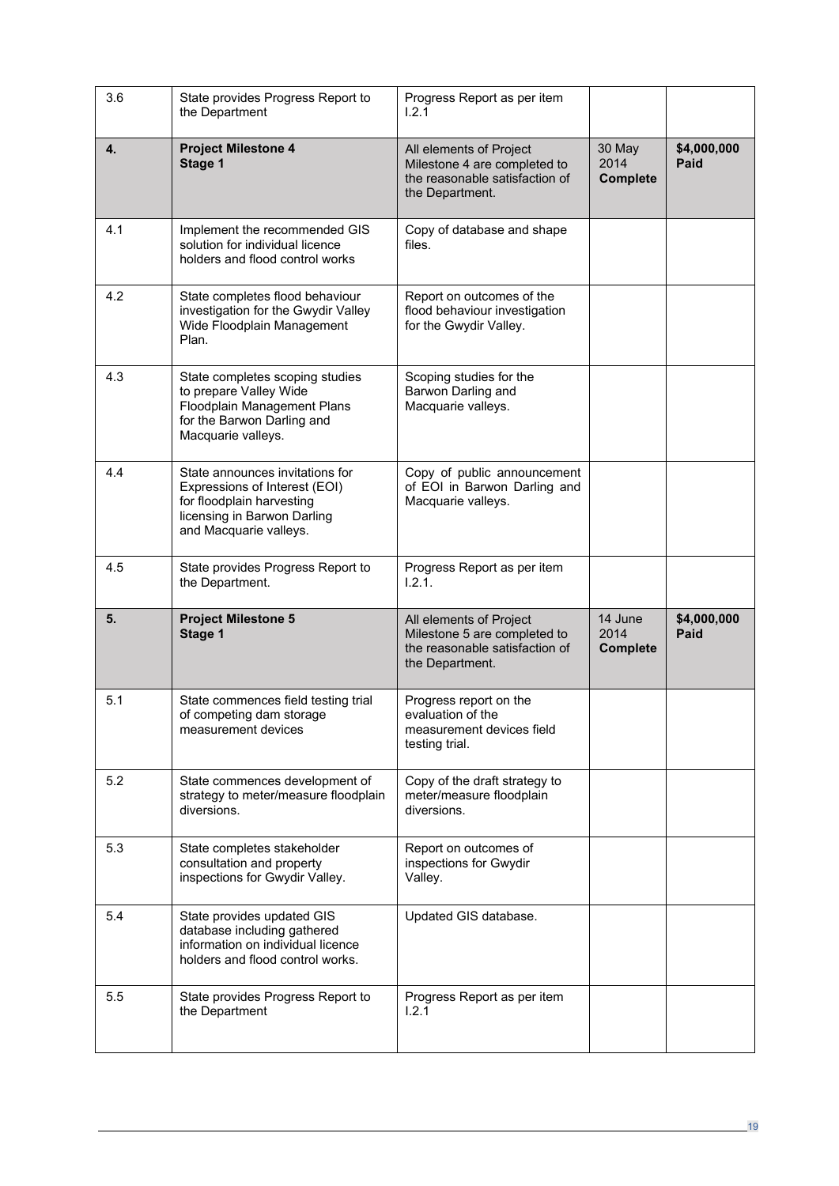| | | | | |
|---|---|---|---|---|
| 3.6 | State provides Progress Report to the Department | Progress Report as per item I.2.1 | | |
| **4.** | **Project Milestone 4 Stage 1** | All elements of Project Milestone 4 are completed to the reasonable satisfaction of the Department. | 30 May 2014 **Complete** | **$4,000,000 Paid** |
| 4.1 | Implement the recommended GIS solution for individual licence holders and flood control works | Copy of database and shape files. | | |
| 4.2 | State completes flood behaviour investigation for the Gwydir Valley Wide Floodplain Management Plan. | Report on outcomes of the flood behaviour investigation for the Gwydir Valley. | | |
| 4.3 | State completes scoping studies to prepare Valley Wide Floodplain Management Plans for the Barwon Darling and Macquarie valleys. | Scoping studies for the Barwon Darling and Macquarie valleys. | | |
| 4.4 | State announces invitations for Expressions of Interest (EOI) for floodplain harvesting licensing in Barwon Darling and Macquarie valleys. | Copy of public announcement of EOI in Barwon Darling and Macquarie valleys. | | |
| 4.5 | State provides Progress Report to the Department. | Progress Report as per item I.2.1. | | |
| **5.** | **Project Milestone 5 Stage 1** | All elements of Project Milestone 5 are completed to the reasonable satisfaction of the Department. | 14 June 2014 **Complete** | **$4,000,000 Paid** |
| 5.1 | State commences field testing trial of competing dam storage measurement devices | Progress report on the evaluation of the measurement devices field testing trial. | | |
| 5.2 | State commences development of strategy to meter/measure floodplain diversions. | Copy of the draft strategy to meter/measure floodplain diversions. | | |
| 5.3 | State completes stakeholder consultation and property inspections for Gwydir Valley. | Report on outcomes of inspections for Gwydir Valley. | | |
| 5.4 | State provides updated GIS database including gathered information on individual licence holders and flood control works. | Updated GIS database. | | |
| 5.5 | State provides Progress Report to the Department | Progress Report as per item I.2.1 | | |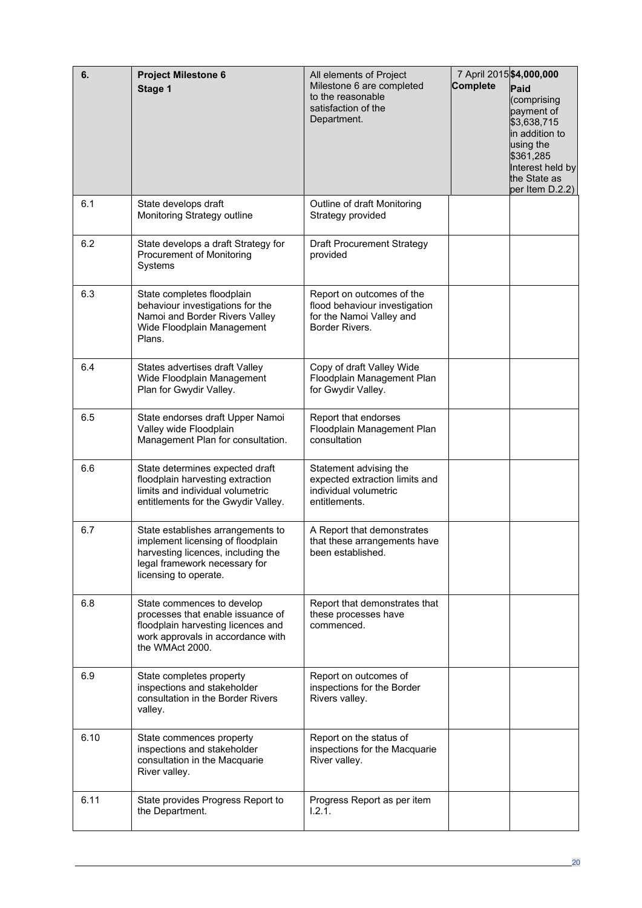| 6. | **Project Milestone 6** **Stage 1** | All elements of Project Milestone 6 are completed to the reasonable satisfaction of the Department. | 7 April 2015 **Complete** | **$4,000,000** **Paid** (comprising payment of $3,638,715 in addition to using the $361,285 Interest held by the State as per Item D.2.2) |
|---|---|---|---|---|
| 6.1 | State develops draft Monitoring Strategy outline | Outline of draft Monitoring Strategy provided | | |
| 6.2 | State develops a draft Strategy for Procurement of Monitoring Systems | Draft Procurement Strategy provided | | |
| 6.3 | State completes floodplain behaviour investigations for the Namoi and Border Rivers Valley Wide Floodplain Management Plans. | Report on outcomes of the flood behaviour investigation for the Namoi Valley and Border Rivers. | | |
| 6.4 | States advertises draft Valley Wide Floodplain Management Plan for Gwydir Valley. | Copy of draft Valley Wide Floodplain Management Plan for Gwydir Valley. | | |
| 6.5 | State endorses draft Upper Namoi Valley wide Floodplain Management Plan for consultation. | Report that endorses Floodplain Management Plan consultation | | |
| 6.6 | State determines expected draft floodplain harvesting extraction limits and individual volumetric entitlements for the Gwydir Valley. | Statement advising the expected extraction limits and individual volumetric entitlements. | | |
| 6.7 | State establishes arrangements to implement licensing of floodplain harvesting licences, including the legal framework necessary for licensing to operate. | A Report that demonstrates that these arrangements have been established. | | |
| 6.8 | State commences to develop processes that enable issuance of floodplain harvesting licences and work approvals in accordance with the WMAct 2000. | Report that demonstrates that these processes have commenced. | | |
| 6.9 | State completes property inspections and stakeholder consultation in the Border Rivers valley. | Report on outcomes of inspections for the Border Rivers valley. | | |
| 6.10 | State commences property inspections and stakeholder consultation in the Macquarie River valley. | Report on the status of inspections for the Macquarie River valley. | | |
| 6.11 | State provides Progress Report to the Department. | Progress Report as per item I.2.1. | | |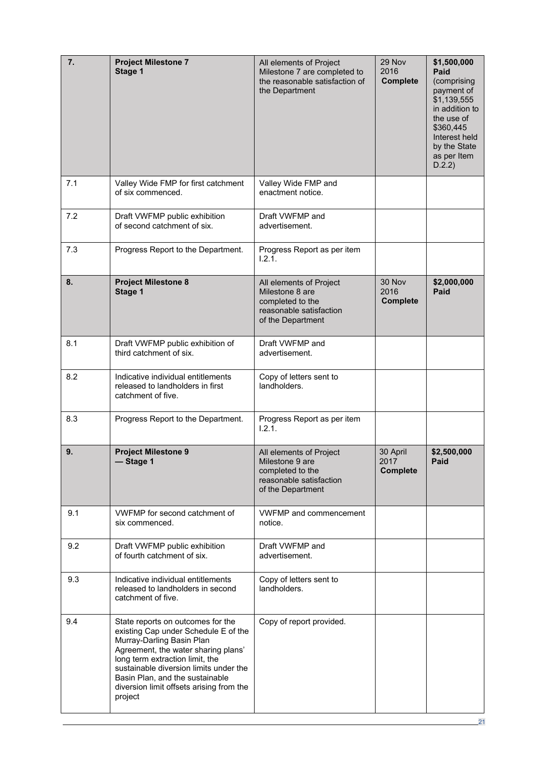| | | | | |
|---|---|---|---|---|
| **7.** | **Project Milestone 7 Stage 1** | All elements of Project Milestone 7 are completed to the reasonable satisfaction of the Department | 29 Nov 2016 **Complete** | **$1,500,000 Paid** (comprising payment of $1,139,555 in addition to the use of $360,445 Interest held by the State as per Item D.2.2) |
| 7.1 | Valley Wide FMP for first catchment of six commenced. | Valley Wide FMP and enactment notice. | | |
| 7.2 | Draft VWFMP public exhibition of second catchment of six. | Draft VWFMP and advertisement. | | |
| 7.3 | Progress Report to the Department. | Progress Report as per item I.2.1. | | |
| **8.** | **Project Milestone 8 Stage 1** | All elements of Project Milestone 8 are completed to the reasonable satisfaction of the Department | 30 Nov 2016 **Complete** | **$2,000,000 Paid** |
| 8.1 | Draft VWFMP public exhibition of third catchment of six. | Draft VWFMP and advertisement. | | |
| 8.2 | Indicative individual entitlements released to landholders in first catchment of five. | Copy of letters sent to landholders. | | |
| 8.3 | Progress Report to the Department. | Progress Report as per item I.2.1. | | |
| **9.** | **Project Milestone 9 — Stage 1** | All elements of Project Milestone 9 are completed to the reasonable satisfaction of the Department | 30 April 2017 **Complete** | **$2,500,000 Paid** |
| 9.1 | VWFMP for second catchment of six commenced. | VWFMP and commencement notice. | | |
| 9.2 | Draft VWFMP public exhibition of fourth catchment of six. | Draft VWFMP and advertisement. | | |
| 9.3 | Indicative individual entitlements released to landholders in second catchment of five. | Copy of letters sent to landholders. | | |
| 9.4 | State reports on outcomes for the existing Cap under Schedule E of the Murray-Darling Basin Plan Agreement, the water sharing plans' long term extraction limit, the sustainable diversion limits under the Basin Plan, and the sustainable diversion limit offsets arising from the project | Copy of report provided. | | |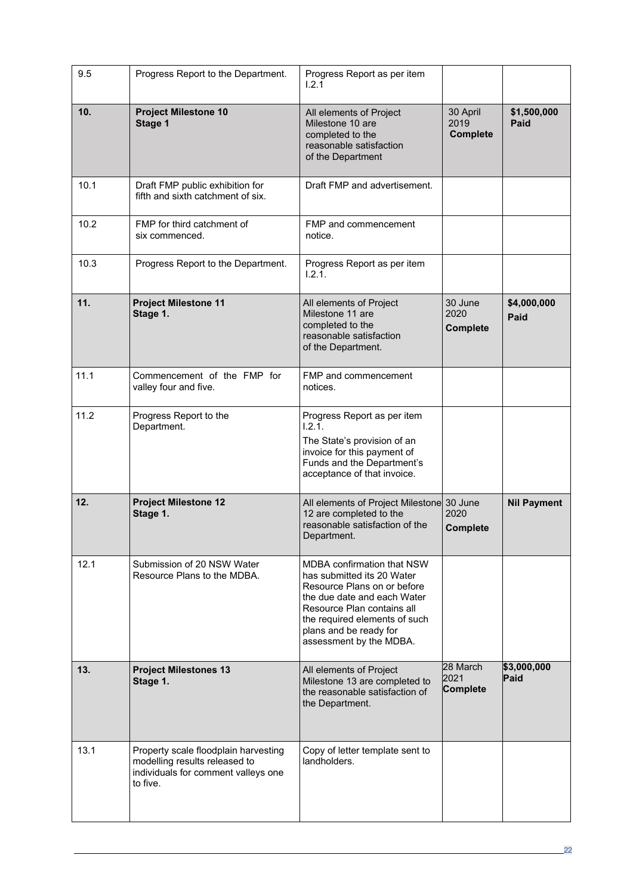| | | | | |
|---|---|---|---|---|
| 9.5 | Progress Report to the Department. | Progress Report as per item I.2.1 | | |
| **10.** | **Project Milestone 10 Stage 1** | All elements of Project Milestone 10 are completed to the reasonable satisfaction of the Department | 30 April 2019 **Complete** | **$1,500,000 Paid** |
| 10.1 | Draft FMP public exhibition for fifth and sixth catchment of six. | Draft FMP and advertisement. | | |
| 10.2 | FMP for third catchment of six commenced. | FMP and commencement notice. | | |
| 10.3 | Progress Report to the Department. | Progress Report as per item I.2.1. | | |
| **11.** | **Project Milestone 11 Stage 1.** | All elements of Project Milestone 11 are completed to the reasonable satisfaction of the Department. | 30 June 2020 **Complete** | **$4,000,000 Paid** |
| 11.1 | Commencement of the FMP for valley four and five. | FMP and commencement notices. | | |
| 11.2 | Progress Report to the Department. | Progress Report as per item I.2.1. The State's provision of an invoice for this payment of Funds and the Department's acceptance of that invoice. | | |
| **12.** | **Project Milestone 12 Stage 1.** | All elements of Project Milestone 12 are completed to the reasonable satisfaction of the Department. | 30 June 2020 **Complete** | **Nil Payment** |
| 12.1 | Submission of 20 NSW Water Resource Plans to the MDBA. | MDBA confirmation that NSW has submitted its 20 Water Resource Plans on or before the due date and each Water Resource Plan contains all the required elements of such plans and be ready for assessment by the MDBA. | | |
| **13.** | **Project Milestones 13 Stage 1.** | All elements of Project Milestone 13 are completed to the reasonable satisfaction of the Department. | 28 March 2021 **Complete** | **$3,000,000 Paid** |
| 13.1 | Property scale floodplain harvesting modelling results released to individuals for comment valleys one to five. | Copy of letter template sent to landholders. | | |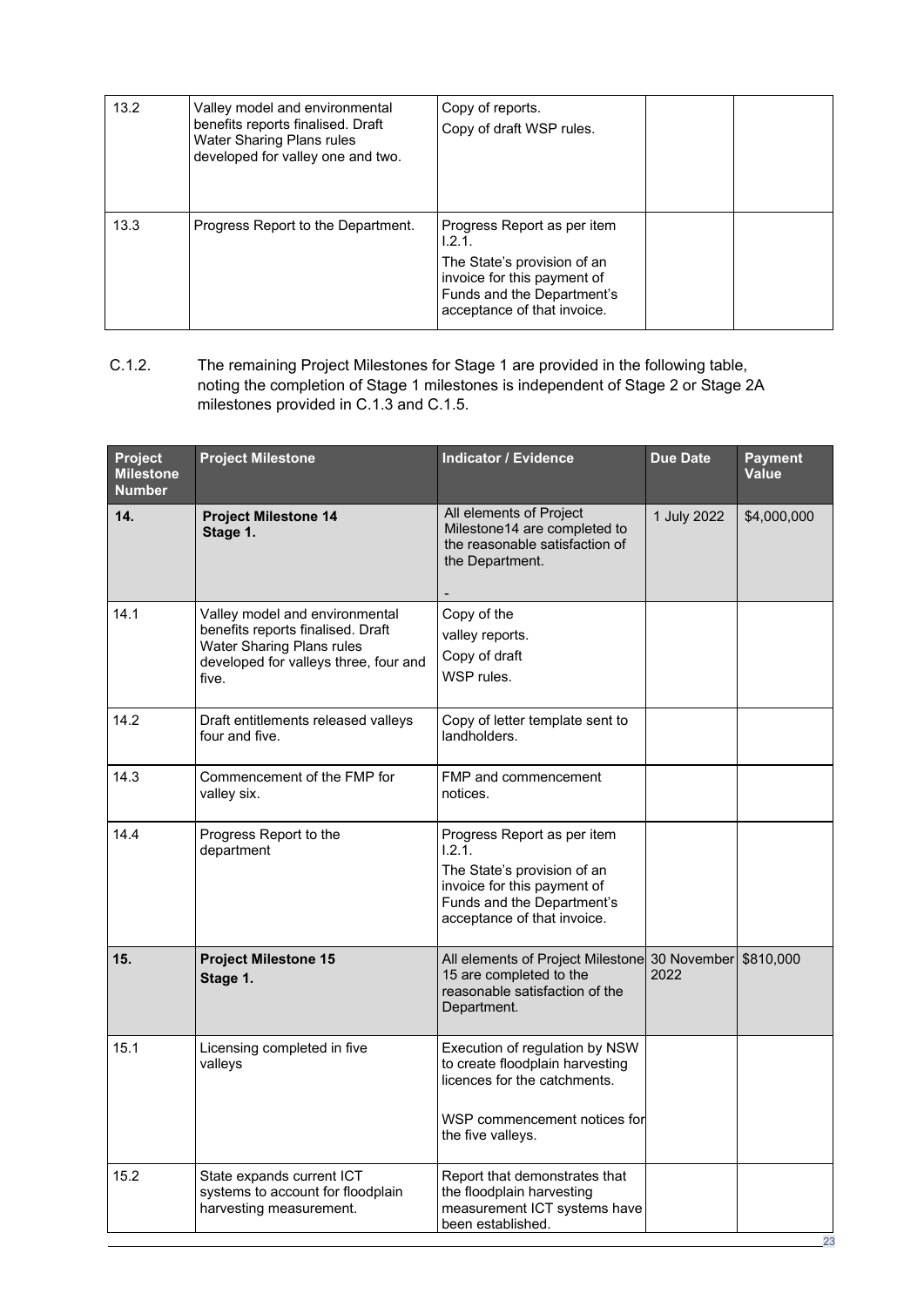| | | | | |
|---|---|---|---|---|
| 13.2 | Valley model and environmental benefits reports finalised. Draft Water Sharing Plans rules developed for valley one and two. | Copy of reports.<br>Copy of draft WSP rules. | | |
| 13.3 | Progress Report to the Department. | Progress Report as per item I.2.1.<br>The State's provision of an invoice for this payment of Funds and the Department's acceptance of that invoice. | | |

C.1.2. The remaining Project Milestones for Stage 1 are provided in the following table, noting the completion of Stage 1 milestones is independent of Stage 2 or Stage 2A milestones provided in C.1.3 and C.1.5.

| Project Milestone Number | Project Milestone | Indicator / Evidence | Due Date | Payment Value |
|---|---|---|---|---|
| **14.** | **Project Milestone 14 Stage 1.** | All elements of Project Milestone14 are completed to the reasonable satisfaction of the Department.<br>- | 1 July 2022 | $4,000,000 |
| 14.1 | Valley model and environmental benefits reports finalised. Draft Water Sharing Plans rules developed for valleys three, four and five. | Copy of the valley reports.<br>Copy of draft WSP rules. | | |
| 14.2 | Draft entitlements released valleys four and five. | Copy of letter template sent to landholders. | | |
| 14.3 | Commencement of the FMP for valley six. | FMP and commencement notices. | | |
| 14.4 | Progress Report to the department | Progress Report as per item I.2.1.<br>The State's provision of an invoice for this payment of Funds and the Department's acceptance of that invoice. | | |
| **15.** | **Project Milestone 15 Stage 1.** | All elements of Project Milestone 15 are completed to the reasonable satisfaction of the Department. | 30 November 2022 | $810,000 |
| 15.1 | Licensing completed in five valleys | Execution of regulation by NSW to create floodplain harvesting licences for the catchments.<br>WSP commencement notices for the five valleys. | | |
| 15.2 | State expands current ICT systems to account for floodplain harvesting measurement. | Report that demonstrates that the floodplain harvesting measurement ICT systems have been established. | | |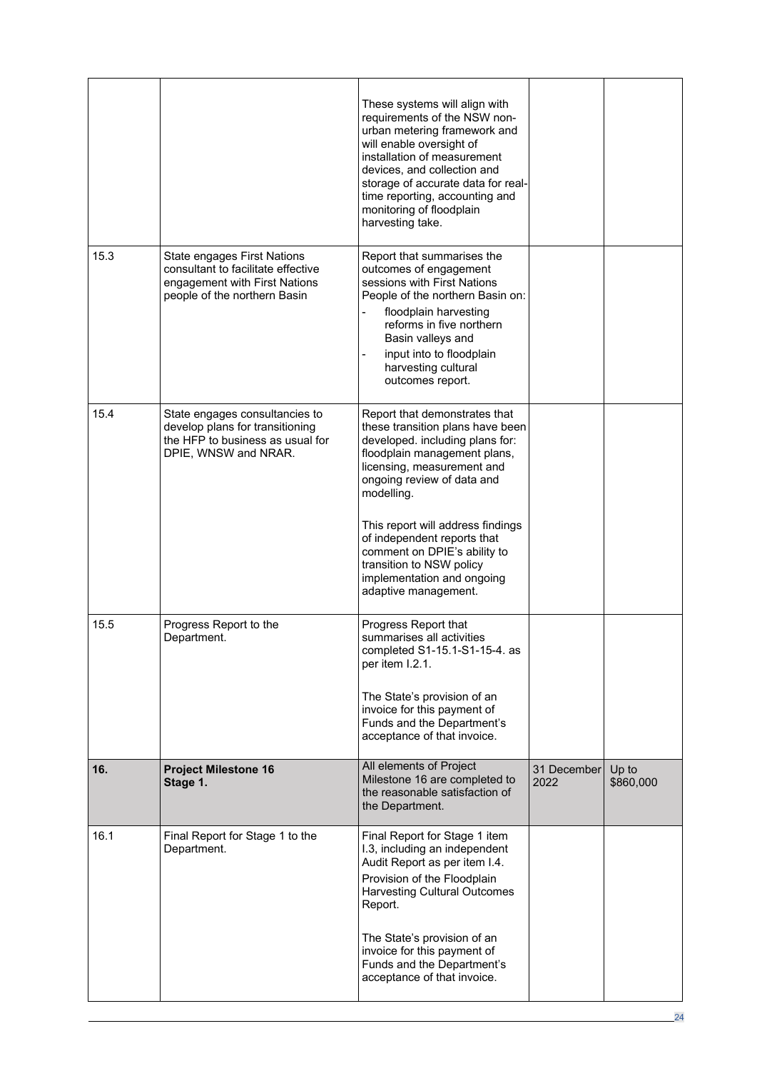| | | | | |
|---|---|---|---|---|
| | | These systems will align with requirements of the NSW non-urban metering framework and will enable oversight of installation of measurement devices, and collection and storage of accurate data for real-time reporting, accounting and monitoring of floodplain harvesting take. | | |
| 15.3 | State engages First Nations consultant to facilitate effective engagement with First Nations people of the northern Basin | Report that summarises the outcomes of engagement sessions with First Nations People of the northern Basin on:<br>- floodplain harvesting reforms in five northern Basin valleys and<br>- input into to floodplain harvesting cultural outcomes report. | | |
| 15.4 | State engages consultancies to develop plans for transitioning the HFP to business as usual for DPIE, WNSW and NRAR. | Report that demonstrates that these transition plans have been developed. including plans for: floodplain management plans, licensing, measurement and ongoing review of data and modelling.<br><br>This report will address findings of independent reports that comment on DPIE's ability to transition to NSW policy implementation and ongoing adaptive management. | | |
| 15.5 | Progress Report to the Department. | Progress Report that summarises all activities completed S1-15.1-S1-15-4. as per item I.2.1.<br><br>The State's provision of an invoice for this payment of Funds and the Department's acceptance of that invoice. | | |
| **16.** | **Project Milestone 16 Stage 1.** | All elements of Project Milestone 16 are completed to the reasonable satisfaction of the Department. | 31 December 2022 | Up to $860,000 |
| 16.1 | Final Report for Stage 1 to the Department. | Final Report for Stage 1 item I.3, including an independent Audit Report as per item I.4.<br>Provision of the Floodplain Harvesting Cultural Outcomes Report.<br><br>The State's provision of an invoice for this payment of Funds and the Department's acceptance of that invoice. | | |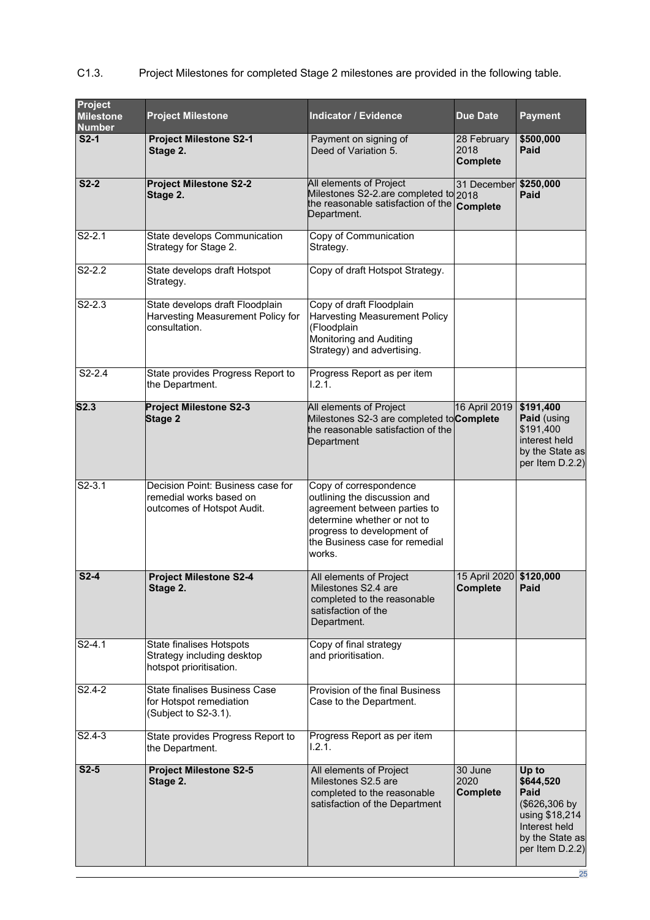C1.3. Project Milestones for completed Stage 2 milestones are provided in the following table.

| Project Milestone Number | Project Milestone | Indicator / Evidence | Due Date | Payment |
|---|---|---|---|---|
| **S2-1** | **Project Milestone S2-1 Stage 2.** | Payment on signing of Deed of Variation 5. | 28 February 2018 **Complete** | **$500,000 Paid** |
| **S2-2** | **Project Milestone S2-2 Stage 2.** | All elements of Project Milestones S2-2.are completed to the reasonable satisfaction of the Department. | 31 December 2018 **Complete** | **$250,000 Paid** |
| S2-2.1 | State develops Communication Strategy for Stage 2. | Copy of Communication Strategy. | | |
| S2-2.2 | State develops draft Hotspot Strategy. | Copy of draft Hotspot Strategy. | | |
| S2-2.3 | State develops draft Floodplain Harvesting Measurement Policy for consultation. | Copy of draft Floodplain Harvesting Measurement Policy (Floodplain Monitoring and Auditing Strategy) and advertising. | | |
| S2-2.4 | State provides Progress Report to the Department. | Progress Report as per item I.2.1. | | |
| **S2.3** | **Project Milestone S2-3 Stage 2** | All elements of Project Milestones S2-3 are completed to the reasonable satisfaction of the Department | 16 April 2019 **Complete** | **$191,400 Paid** (using $191,400 interest held by the State as per Item D.2.2) |
| S2-3.1 | Decision Point: Business case for remedial works based on outcomes of Hotspot Audit. | Copy of correspondence outlining the discussion and agreement between parties to determine whether or not to progress to development of the Business case for remedial works. | | |
| **S2-4** | **Project Milestone S2-4 Stage 2.** | All elements of Project Milestones S2.4 are completed to the reasonable satisfaction of the Department. | 15 April 2020 **Complete** | **$120,000 Paid** |
| S2-4.1 | State finalises Hotspots Strategy including desktop hotspot prioritisation. | Copy of final strategy and prioritisation. | | |
| S2.4-2 | State finalises Business Case for Hotspot remediation (Subject to S2-3.1). | Provision of the final Business Case to the Department. | | |
| S2.4-3 | State provides Progress Report to the Department. | Progress Report as per item I.2.1. | | |
| **S2-5** | **Project Milestone S2-5 Stage 2.** | All elements of Project Milestones S2.5 are completed to the reasonable satisfaction of the Department | 30 June 2020 **Complete** | **Up to $644,520 Paid** ($626,306 by using $18,214 Interest held by the State as per Item D.2.2) |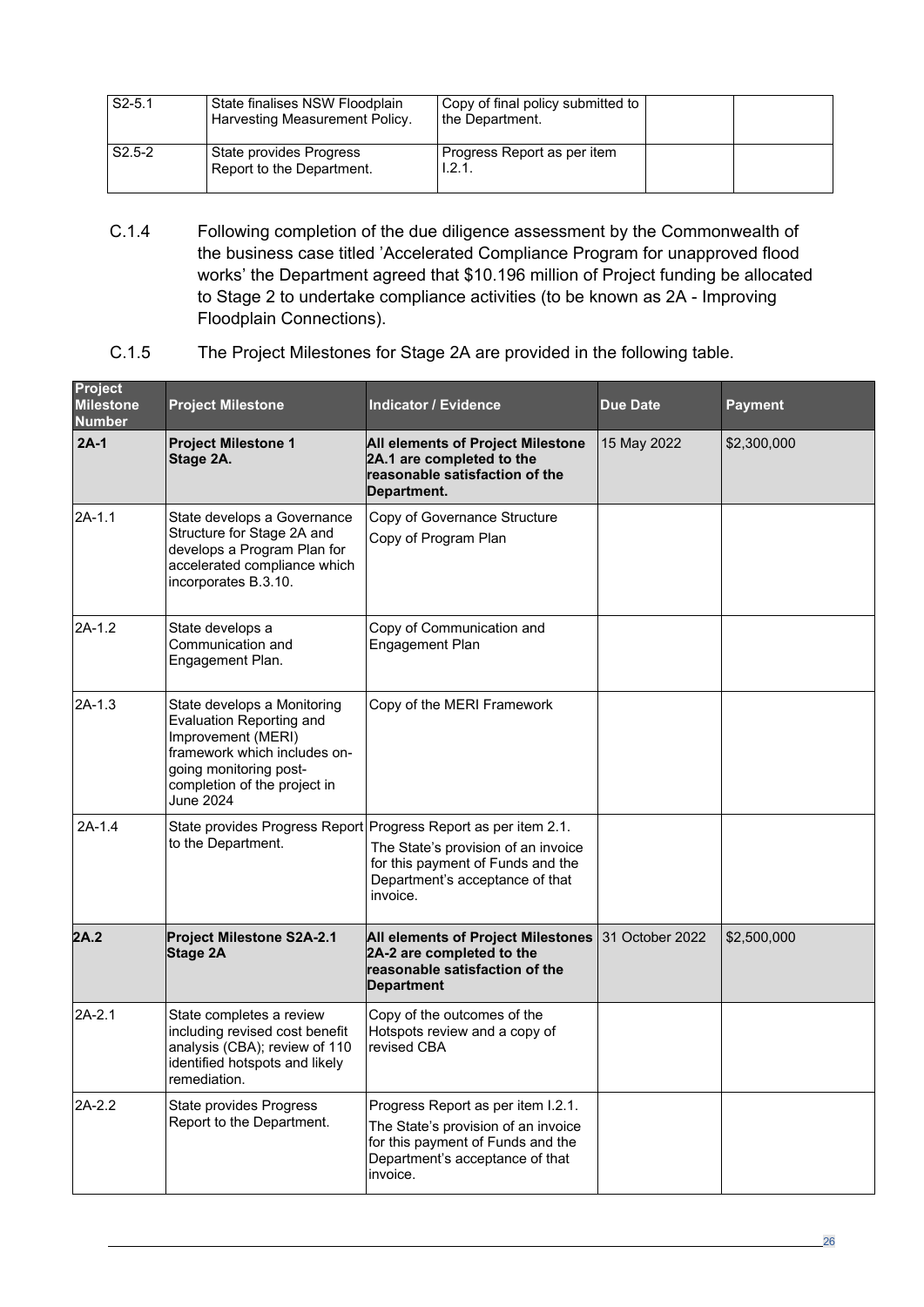| S2-5.1 | State finalises NSW Floodplain Harvesting Measurement Policy. | Copy of final policy submitted to the Department. | | |
|---|---|---|---|---|
| S2.5-2 | State provides Progress Report to the Department. | Progress Report as per item I.2.1. | | |

C.1.4 Following completion of the due diligence assessment by the Commonwealth of the business case titled 'Accelerated Compliance Program for unapproved flood works' the Department agreed that $10.196 million of Project funding be allocated to Stage 2 to undertake compliance activities (to be known as 2A - Improving Floodplain Connections).

C.1.5 The Project Milestones for Stage 2A are provided in the following table.

| Project Milestone Number | Project Milestone | Indicator / Evidence | Due Date | Payment |
|---|---|---|---|---|
| **2A-1** | **Project Milestone 1 Stage 2A.** | **All elements of Project Milestone 2A.1 are completed to the reasonable satisfaction of the Department.** | 15 May 2022 | $2,300,000 |
| 2A-1.1 | State develops a Governance Structure for Stage 2A and develops a Program Plan for accelerated compliance which incorporates B.3.10. | Copy of Governance Structure<br>Copy of Program Plan | | |
| 2A-1.2 | State develops a Communication and Engagement Plan. | Copy of Communication and Engagement Plan | | |
| 2A-1.3 | State develops a Monitoring Evaluation Reporting and Improvement (MERI) framework which includes on-going monitoring post-completion of the project in June 2024 | Copy of the MERI Framework | | |
| 2A-1.4 | State provides Progress Report to the Department. | Progress Report as per item 2.1.<br>The State's provision of an invoice for this payment of Funds and the Department's acceptance of that invoice. | | |
| **2A.2** | **Project Milestone S2A-2.1 Stage 2A** | **All elements of Project Milestones 2A-2 are completed to the reasonable satisfaction of the Department** | 31 October 2022 | $2,500,000 |
| 2A-2.1 | State completes a review including revised cost benefit analysis (CBA); review of 110 identified hotspots and likely remediation. | Copy of the outcomes of the Hotspots review and a copy of revised CBA | | |
| 2A-2.2 | State provides Progress Report to the Department. | Progress Report as per item I.2.1.<br>The State's provision of an invoice for this payment of Funds and the Department's acceptance of that invoice. | | |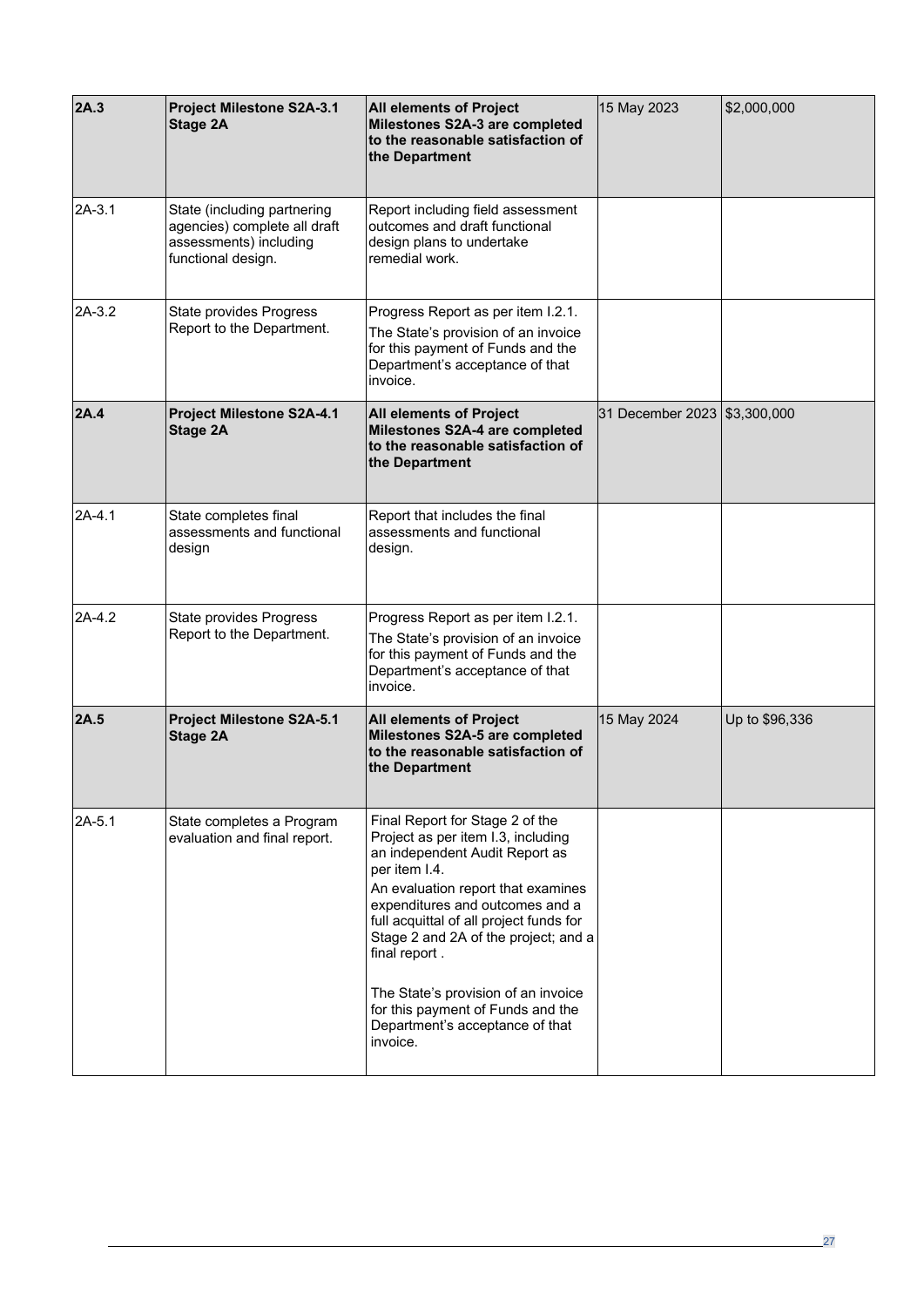| **2A.3** | **Project Milestone S2A-3.1 Stage 2A** | **All elements of Project Milestones S2A-3 are completed to the reasonable satisfaction of the Department** | 15 May 2023 | $2,000,000 |
|---|---|---|---|---|
| 2A-3.1 | State (including partnering agencies) complete all draft assessments) including functional design. | Report including field assessment outcomes and draft functional design plans to undertake remedial work. | | |
| 2A-3.2 | State provides Progress Report to the Department. | Progress Report as per item I.2.1.<br>The State's provision of an invoice for this payment of Funds and the Department's acceptance of that invoice. | | |
| **2A.4** | **Project Milestone S2A-4.1 Stage 2A** | **All elements of Project Milestones S2A-4 are completed to the reasonable satisfaction of the Department** | 31 December 2023 | $3,300,000 |
| 2A-4.1 | State completes final assessments and functional design | Report that includes the final assessments and functional design. | | |
| 2A-4.2 | State provides Progress Report to the Department. | Progress Report as per item I.2.1.<br>The State's provision of an invoice for this payment of Funds and the Department's acceptance of that invoice. | | |
| **2A.5** | **Project Milestone S2A-5.1 Stage 2A** | **All elements of Project Milestones S2A-5 are completed to the reasonable satisfaction of the Department** | 15 May 2024 | Up to $96,336 |
| 2A-5.1 | State completes a Program evaluation and final report. | Final Report for Stage 2 of the Project as per item I.3, including an independent Audit Report as per item I.4.<br>An evaluation report that examines expenditures and outcomes and a full acquittal of all project funds for Stage 2 and 2A of the project; and a final report .<br><br>The State's provision of an invoice for this payment of Funds and the Department's acceptance of that invoice. | | |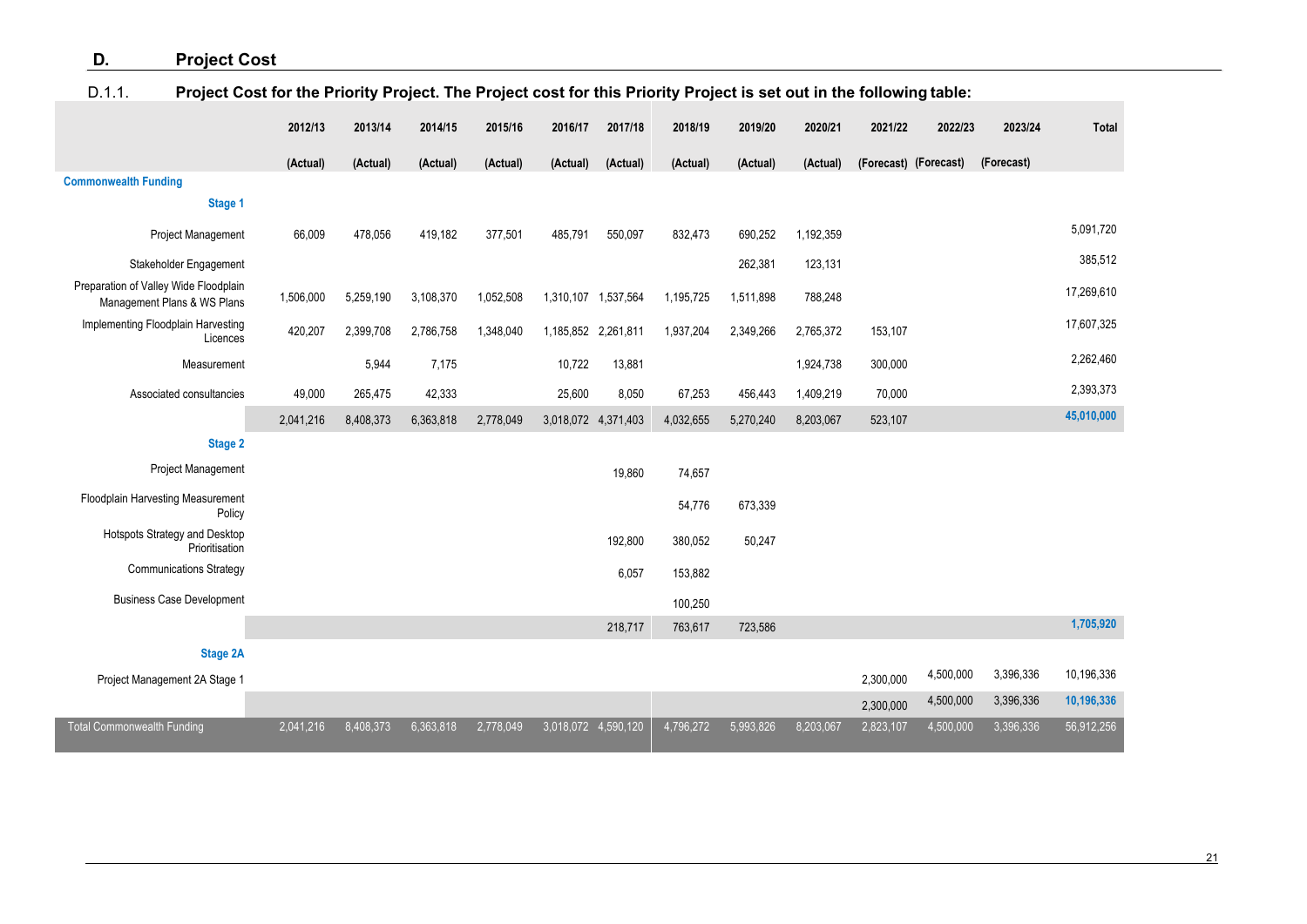## D. Project Cost

**D.1.1. Project Cost for the Priority Project. The Project cost for this Priority Project is set out in the following table:**

| | 2012/13 (Actual) | 2013/14 (Actual) | 2014/15 (Actual) | 2015/16 (Actual) | 2016/17 (Actual) | 2017/18 (Actual) | 2018/19 (Actual) | 2019/20 (Actual) | 2020/21 (Actual) | 2021/22 (Forecast) | 2022/23 (Forecast) | 2023/24 (Forecast) | Total |
|---|---|---|---|---|---|---|---|---|---|---|---|---|---|
| **Commonwealth Funding** | | | | | | | | | | | | | |
| **Stage 1** | | | | | | | | | | | | | |
| Project Management | 66,009 | 478,056 | 419,182 | 377,501 | 485,791 | 550,097 | 832,473 | 690,252 | 1,192,359 | | | | 5,091,720 |
| Stakeholder Engagement | | | | | | | | 262,381 | 123,131 | | | | 385,512 |
| Preparation of Valley Wide Floodplain Management Plans & WS Plans | 1,506,000 | 5,259,190 | 3,108,370 | 1,052,508 | 1,310,107 | 1,537,564 | 1,195,725 | 1,511,898 | 788,248 | | | | 17,269,610 |
| Implementing Floodplain Harvesting Licences | 420,207 | 2,399,708 | 2,786,758 | 1,348,040 | 1,185,852 | 2,261,811 | 1,937,204 | 2,349,266 | 2,765,372 | 153,107 | | | 17,607,325 |
| Measurement | | 5,944 | 7,175 | | 10,722 | 13,881 | | | 1,924,738 | 300,000 | | | 2,262,460 |
| Associated consultancies | 49,000 | 265,475 | 42,333 | | 25,600 | 8,050 | 67,253 | 456,443 | 1,409,219 | 70,000 | | | 2,393,373 |
| | 2,041,216 | 8,408,373 | 6,363,818 | 2,778,049 | 3,018,072 | 4,371,403 | 4,032,655 | 5,270,240 | 8,203,067 | 523,107 | | | **45,010,000** |
| **Stage 2** | | | | | | | | | | | | | |
| Project Management | | | | | | 19,860 | 74,657 | | | | | | |
| Floodplain Harvesting Measurement Policy | | | | | | | 54,776 | 673,339 | | | | | |
| Hotspots Strategy and Desktop Prioritisation | | | | | | 192,800 | 380,052 | 50,247 | | | | | |
| Communications Strategy | | | | | | 6,057 | 153,882 | | | | | | |
| Business Case Development | | | | | | | 100,250 | | | | | | |
| | | | | | | 218,717 | 763,617 | 723,586 | | | | | **1,705,920** |
| **Stage 2A** | | | | | | | | | | | | | |
| Project Management 2A Stage 1 | | | | | | | | | | 2,300,000 | 4,500,000 | 3,396,336 | 10,196,336 |
| | | | | | | | | | | 2,300,000 | 4,500,000 | 3,396,336 | **10,196,336** |
| Total Commonwealth Funding | 2,041,216 | 8,408,373 | 6,363,818 | 2,778,049 | 3,018,072 | 4,590,120 | 4,796,272 | 5,993,826 | 8,203,067 | 2,823,107 | 4,500,000 | 3,396,336 | 56,912,256 |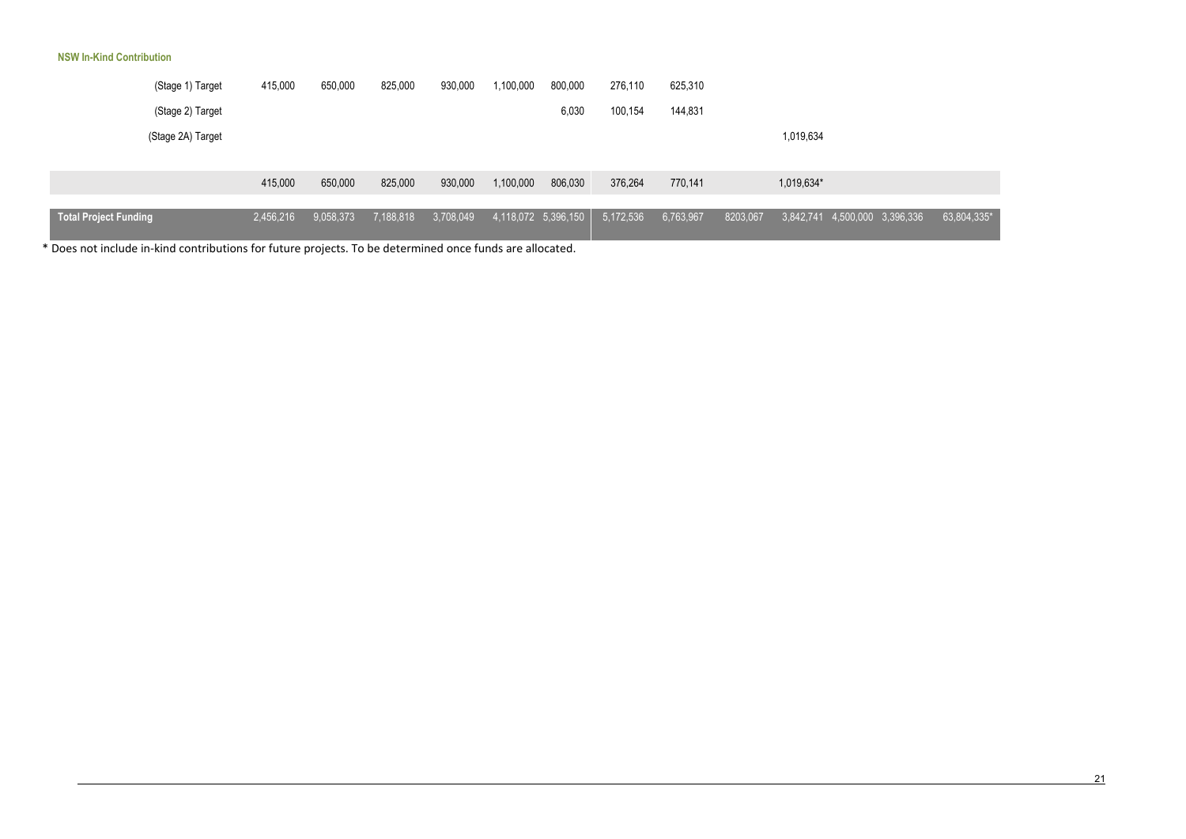**NSW In-Kind Contribution**

| | | | | | | | | | | | | | |
|---|---|---|---|---|---|---|---|---|---|---|---|---|---|
| (Stage 1) Target | 415,000 | 650,000 | 825,000 | 930,000 | 1,100,000 | 800,000 | 276,110 | 625,310 | | | | | |
| (Stage 2) Target | | | | | | 6,030 | 100,154 | 144,831 | | | | | |
| (Stage 2A) Target | | | | | | | | | | 1,019,634 | | | |
| | 415,000 | 650,000 | 825,000 | 930,000 | 1,100,000 | 806,030 | 376,264 | 770,141 | | 1,019,634* | | | |
| **Total Project Funding** | 2,456,216 | 9,058,373 | 7,188,818 | 3,708,049 | 4,118,072 | 5,396,150 | 5,172,536 | 6,763,967 | 8203,067 | 3,842,741 | 4,500,000 | 3,396,336 | 63,804,335* |

* Does not include in-kind contributions for future projects. To be determined once funds are allocated.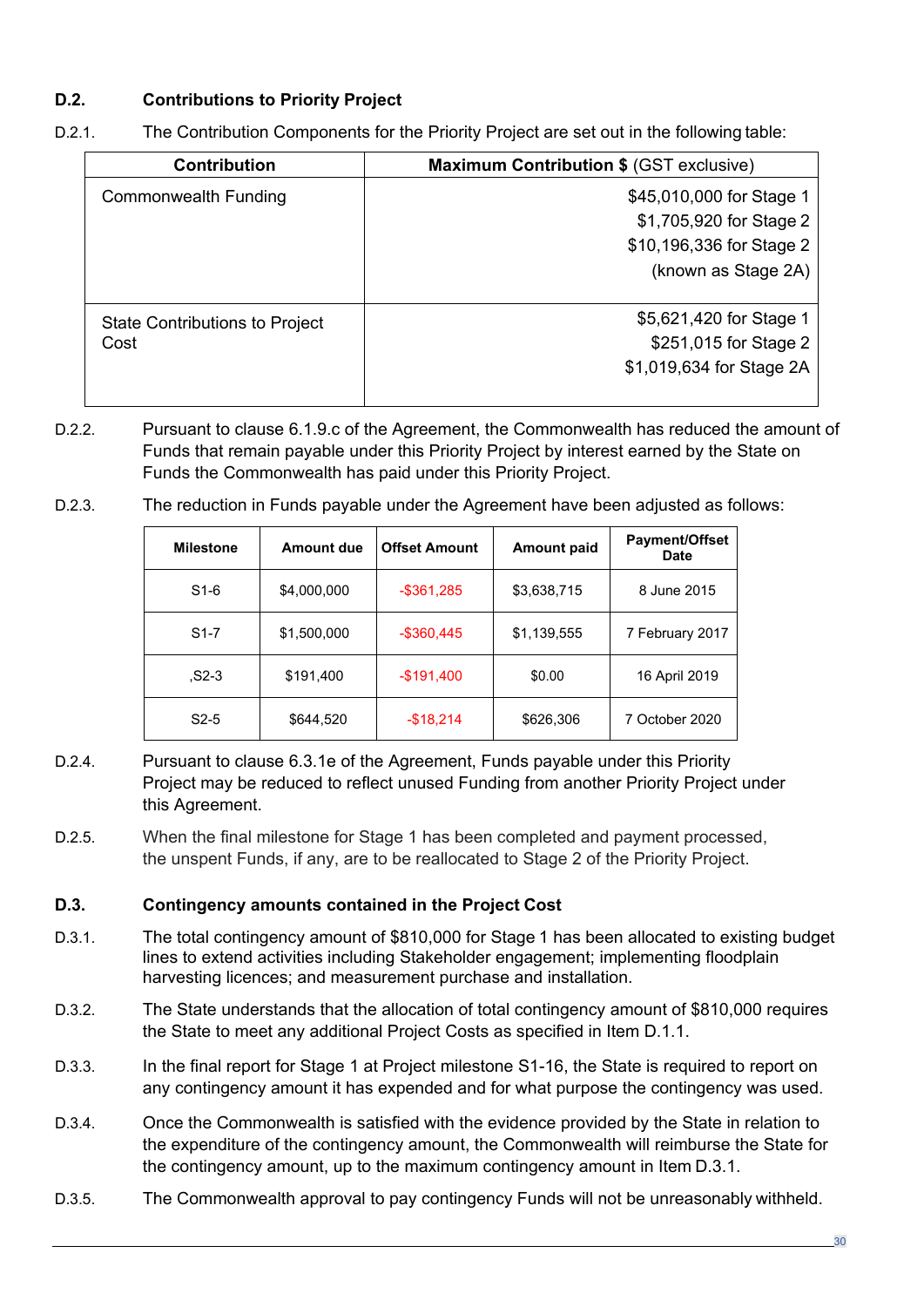## D.2. Contributions to Priority Project

D.2.1. The Contribution Components for the Priority Project are set out in the following table:

| Contribution | Maximum Contribution $ (GST exclusive) |
|---|---|
| Commonwealth Funding | $45,010,000 for Stage 1<br>$1,705,920 for Stage 2<br>$10,196,336 for Stage 2 (known as Stage 2A) |
| State Contributions to Project Cost | $5,621,420 for Stage 1<br>$251,015 for Stage 2<br>$1,019,634 for Stage 2A |

D.2.2. Pursuant to clause 6.1.9.c of the Agreement, the Commonwealth has reduced the amount of Funds that remain payable under this Priority Project by interest earned by the State on Funds the Commonwealth has paid under this Priority Project.

D.2.3. The reduction in Funds payable under the Agreement have been adjusted as follows:

| Milestone | Amount due | Offset Amount | Amount paid | Payment/Offset Date |
|---|---|---|---|---|
| S1-6 | $4,000,000 | -$361,285 | $3,638,715 | 8 June 2015 |
| S1-7 | $1,500,000 | -$360,445 | $1,139,555 | 7 February 2017 |
| ,S2-3 | $191,400 | -$191,400 | $0.00 | 16 April 2019 |
| S2-5 | $644,520 | -$18,214 | $626,306 | 7 October 2020 |

D.2.4. Pursuant to clause 6.3.1e of the Agreement, Funds payable under this Priority Project may be reduced to reflect unused Funding from another Priority Project under this Agreement.

D.2.5. When the final milestone for Stage 1 has been completed and payment processed, the unspent Funds, if any, are to be reallocated to Stage 2 of the Priority Project.

## D.3. Contingency amounts contained in the Project Cost

D.3.1. The total contingency amount of $810,000 for Stage 1 has been allocated to existing budget lines to extend activities including Stakeholder engagement; implementing floodplain harvesting licences; and measurement purchase and installation.

D.3.2. The State understands that the allocation of total contingency amount of $810,000 requires the State to meet any additional Project Costs as specified in Item D.1.1.

D.3.3. In the final report for Stage 1 at Project milestone S1-16, the State is required to report on any contingency amount it has expended and for what purpose the contingency was used.

D.3.4. Once the Commonwealth is satisfied with the evidence provided by the State in relation to the expenditure of the contingency amount, the Commonwealth will reimburse the State for the contingency amount, up to the maximum contingency amount in Item D.3.1.

D.3.5. The Commonwealth approval to pay contingency Funds will not be unreasonably withheld.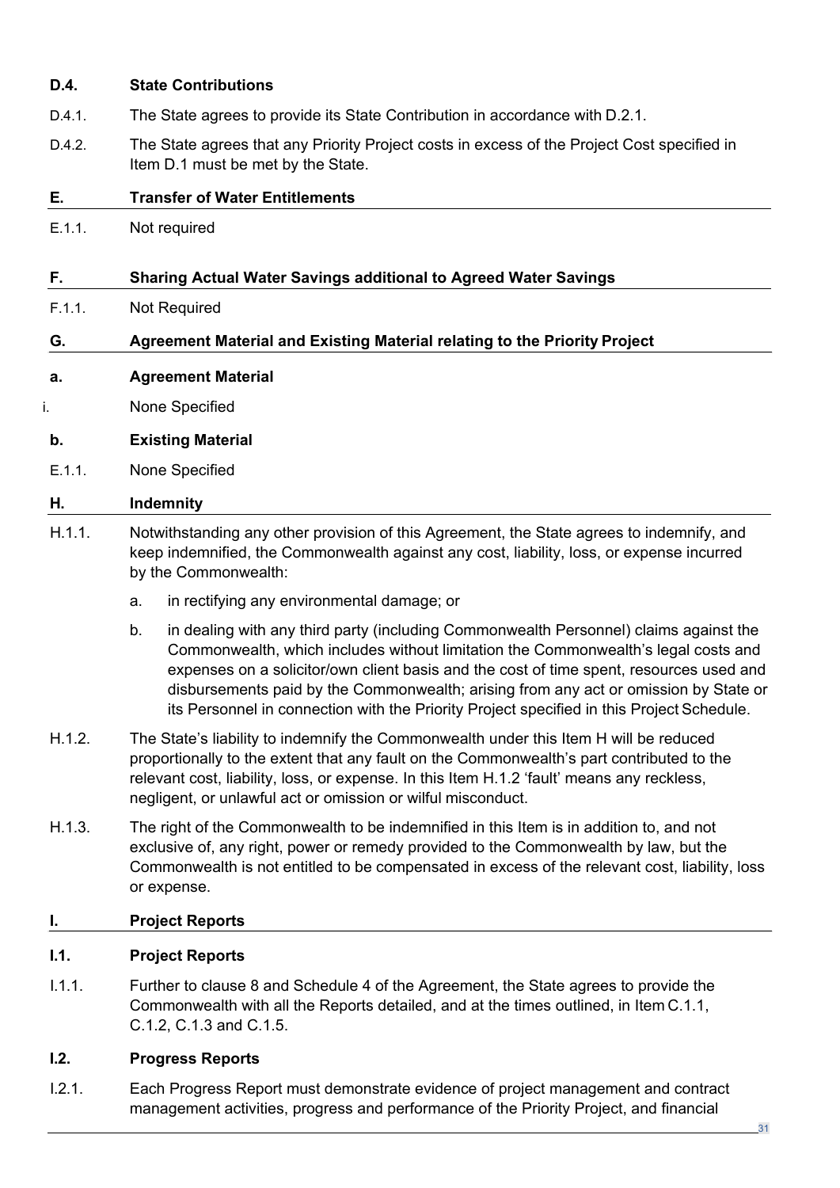**D.4. State Contributions**

D.4.1. The State agrees to provide its State Contribution in accordance with D.2.1.

D.4.2. The State agrees that any Priority Project costs in excess of the Project Cost specified in Item D.1 must be met by the State.

## E. Transfer of Water Entitlements

E.1.1. Not required

## F. Sharing Actual Water Savings additional to Agreed Water Savings

F.1.1. Not Required

## G. Agreement Material and Existing Material relating to the Priority Project

**a. Agreement Material**

i. None Specified

**b. Existing Material**

E.1.1. None Specified

## H. Indemnity

H.1.1. Notwithstanding any other provision of this Agreement, the State agrees to indemnify, and keep indemnified, the Commonwealth against any cost, liability, loss, or expense incurred by the Commonwealth:

a. in rectifying any environmental damage; or

b. in dealing with any third party (including Commonwealth Personnel) claims against the Commonwealth, which includes without limitation the Commonwealth's legal costs and expenses on a solicitor/own client basis and the cost of time spent, resources used and disbursements paid by the Commonwealth; arising from any act or omission by State or its Personnel in connection with the Priority Project specified in this Project Schedule.

H.1.2. The State's liability to indemnify the Commonwealth under this Item H will be reduced proportionally to the extent that any fault on the Commonwealth's part contributed to the relevant cost, liability, loss, or expense. In this Item H.1.2 'fault' means any reckless, negligent, or unlawful act or omission or wilful misconduct.

H.1.3. The right of the Commonwealth to be indemnified in this Item is in addition to, and not exclusive of, any right, power or remedy provided to the Commonwealth by law, but the Commonwealth is not entitled to be compensated in excess of the relevant cost, liability, loss or expense.

## I. Project Reports

**I.1. Project Reports**

I.1.1. Further to clause 8 and Schedule 4 of the Agreement, the State agrees to provide the Commonwealth with all the Reports detailed, and at the times outlined, in Item C.1.1, C.1.2, C.1.3 and C.1.5.

**I.2. Progress Reports**

I.2.1. Each Progress Report must demonstrate evidence of project management and contract management activities, progress and performance of the Priority Project, and financial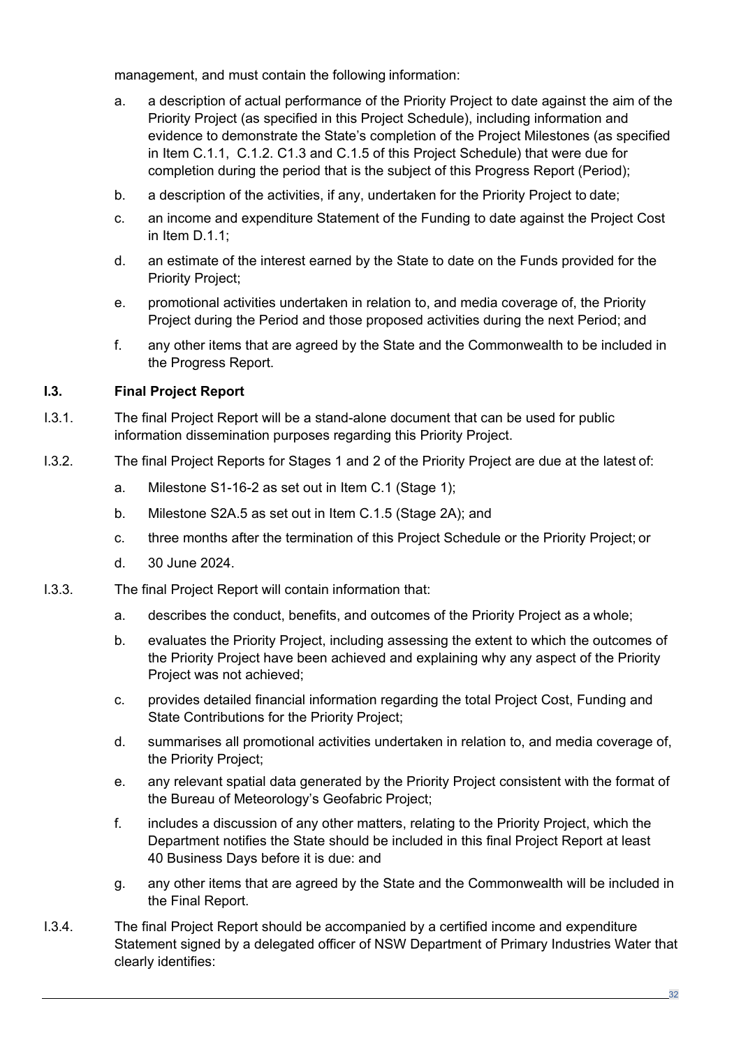management, and must contain the following information:

a. a description of actual performance of the Priority Project to date against the aim of the Priority Project (as specified in this Project Schedule), including information and evidence to demonstrate the State's completion of the Project Milestones (as specified in Item C.1.1, C.1.2. C1.3 and C.1.5 of this Project Schedule) that were due for completion during the period that is the subject of this Progress Report (Period);

b. a description of the activities, if any, undertaken for the Priority Project to date;

c. an income and expenditure Statement of the Funding to date against the Project Cost in Item D.1.1;

d. an estimate of the interest earned by the State to date on the Funds provided for the Priority Project;

e. promotional activities undertaken in relation to, and media coverage of, the Priority Project during the Period and those proposed activities during the next Period; and

f. any other items that are agreed by the State and the Commonwealth to be included in the Progress Report.

### I.3. Final Project Report

I.3.1. The final Project Report will be a stand-alone document that can be used for public information dissemination purposes regarding this Priority Project.

I.3.2. The final Project Reports for Stages 1 and 2 of the Priority Project are due at the latest of:

a. Milestone S1-16-2 as set out in Item C.1 (Stage 1);

b. Milestone S2A.5 as set out in Item C.1.5 (Stage 2A); and

c. three months after the termination of this Project Schedule or the Priority Project; or

d. 30 June 2024.

I.3.3. The final Project Report will contain information that:

a. describes the conduct, benefits, and outcomes of the Priority Project as a whole;

b. evaluates the Priority Project, including assessing the extent to which the outcomes of the Priority Project have been achieved and explaining why any aspect of the Priority Project was not achieved;

c. provides detailed financial information regarding the total Project Cost, Funding and State Contributions for the Priority Project;

d. summarises all promotional activities undertaken in relation to, and media coverage of, the Priority Project;

e. any relevant spatial data generated by the Priority Project consistent with the format of the Bureau of Meteorology's Geofabric Project;

f. includes a discussion of any other matters, relating to the Priority Project, which the Department notifies the State should be included in this final Project Report at least 40 Business Days before it is due: and

g. any other items that are agreed by the State and the Commonwealth will be included in the Final Report.

I.3.4. The final Project Report should be accompanied by a certified income and expenditure Statement signed by a delegated officer of NSW Department of Primary Industries Water that clearly identifies: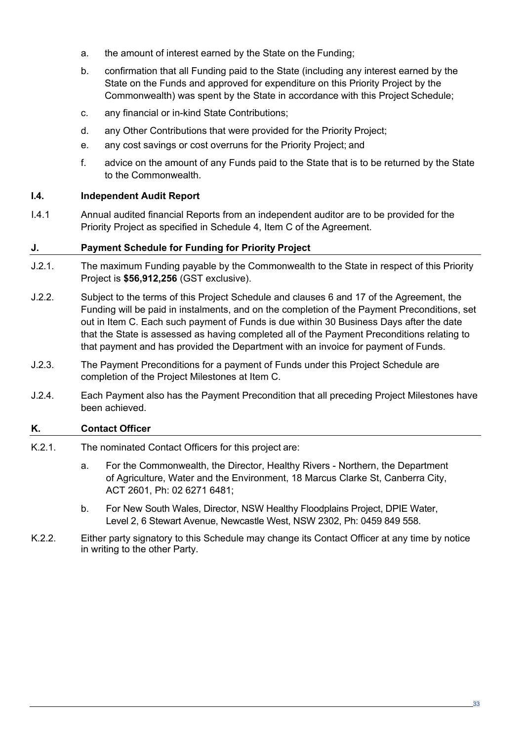a. the amount of interest earned by the State on the Funding;

b. confirmation that all Funding paid to the State (including any interest earned by the State on the Funds and approved for expenditure on this Priority Project by the Commonwealth) was spent by the State in accordance with this Project Schedule;

c. any financial or in-kind State Contributions;

d. any Other Contributions that were provided for the Priority Project;

e. any cost savings or cost overruns for the Priority Project; and

f. advice on the amount of any Funds paid to the State that is to be returned by the State to the Commonwealth.

**I.4. Independent Audit Report**

I.4.1 Annual audited financial Reports from an independent auditor are to be provided for the Priority Project as specified in Schedule 4, Item C of the Agreement.

## J. Payment Schedule for Funding for Priority Project

J.2.1. The maximum Funding payable by the Commonwealth to the State in respect of this Priority Project is **$56,912,256** (GST exclusive).

J.2.2. Subject to the terms of this Project Schedule and clauses 6 and 17 of the Agreement, the Funding will be paid in instalments, and on the completion of the Payment Preconditions, set out in Item C. Each such payment of Funds is due within 30 Business Days after the date that the State is assessed as having completed all of the Payment Preconditions relating to that payment and has provided the Department with an invoice for payment of Funds.

J.2.3. The Payment Preconditions for a payment of Funds under this Project Schedule are completion of the Project Milestones at Item C.

J.2.4. Each Payment also has the Payment Precondition that all preceding Project Milestones have been achieved.

## K. Contact Officer

K.2.1. The nominated Contact Officers for this project are:

a. For the Commonwealth, the Director, Healthy Rivers - Northern, the Department of Agriculture, Water and the Environment, 18 Marcus Clarke St, Canberra City, ACT 2601, Ph: 02 6271 6481;

b. For New South Wales, Director, NSW Healthy Floodplains Project, DPIE Water, Level 2, 6 Stewart Avenue, Newcastle West, NSW 2302, Ph: 0459 849 558.

K.2.2. Either party signatory to this Schedule may change its Contact Officer at any time by notice in writing to the other Party.